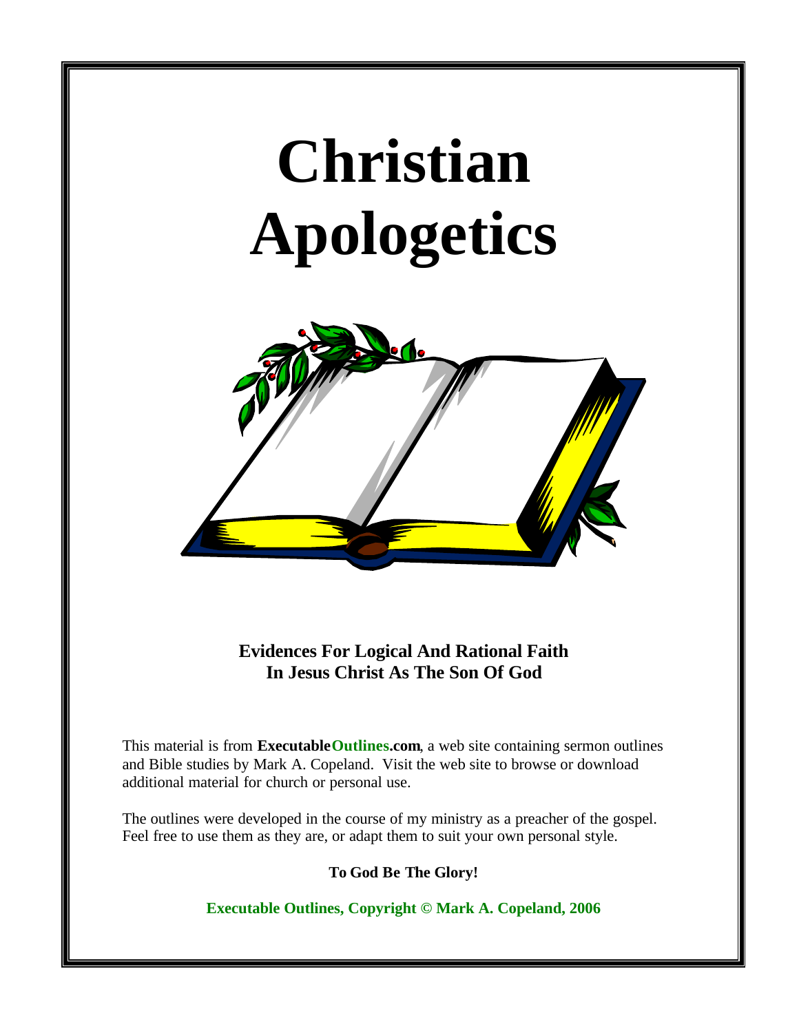# Christian Apologetics

**Evidences For Logical And Rational Faith In Jesus Christ As The Son Of God**

This material is from **ExecutableOutlines.com**, a web site containing sermon outlines and Bible studies by Mark A. Copeland. Visit the web site to browse or download additional material for church or personal use.

The outlines were developed in the course of my ministry as a preacher of the gospel. Feel free to use them as they are, or adapt them to suit your own personal style.

**To God Be The Glory!**

**Executable Outlines, Copyright © Mark A. Copeland, 2006**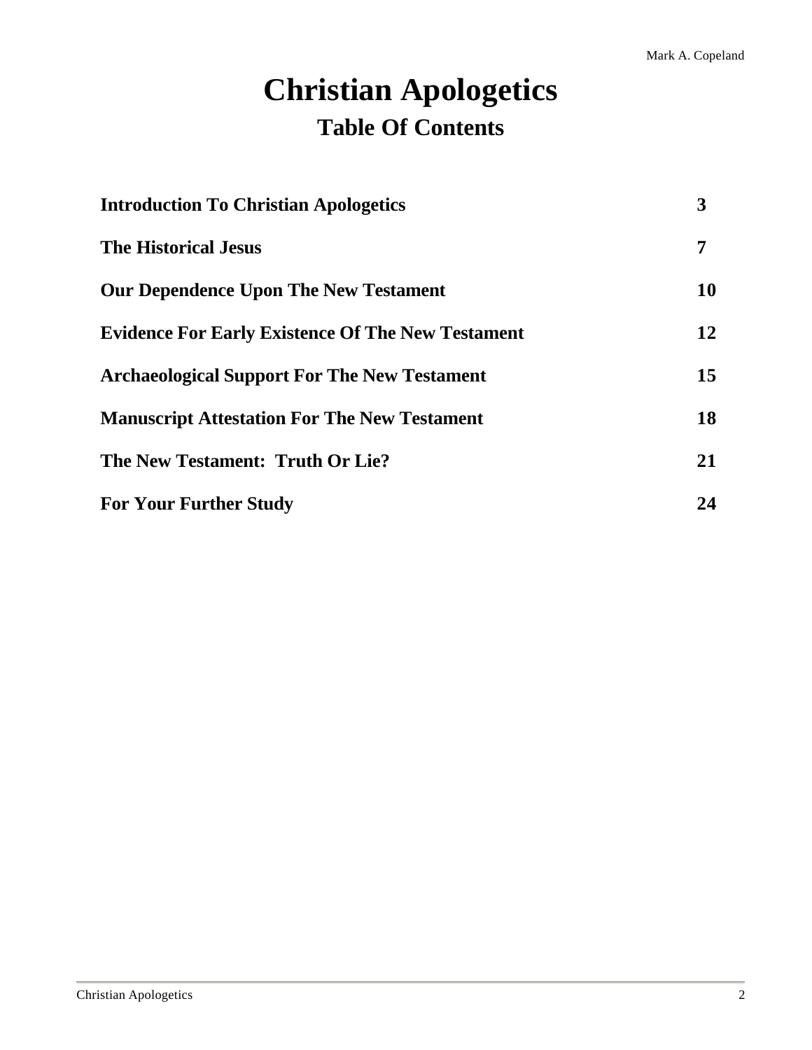# Christian Apologetics

## Table Of Contents

| | |
|---|---|
| **Introduction To Christian Apologetics** | **3** |
| **The Historical Jesus** | **7** |
| **Our Dependence Upon The New Testament** | **10** |
| **Evidence For Early Existence Of The New Testament** | **12** |
| **Archaeological Support For The New Testament** | **15** |
| **Manuscript Attestation For The New Testament** | **18** |
| **The New Testament: Truth Or Lie?** | **21** |
| **For Your Further Study** | **24** |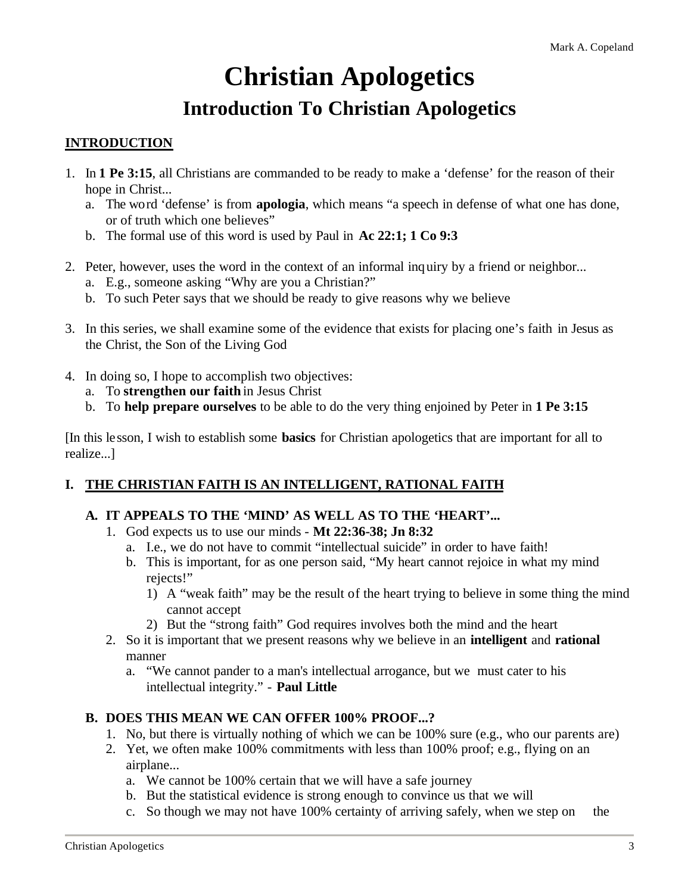# Christian Apologetics

## Introduction To Christian Apologetics

**INTRODUCTION**

1. In **1 Pe 3:15**, all Christians are commanded to be ready to make a 'defense' for the reason of their hope in Christ...
   a. The word 'defense' is from **apologia**, which means "a speech in defense of what one has done, or of truth which one believes"
   b. The formal use of this word is used by Paul in **Ac 22:1; 1 Co 9:3**

2. Peter, however, uses the word in the context of an informal inquiry by a friend or neighbor...
   a. E.g., someone asking "Why are you a Christian?"
   b. To such Peter says that we should be ready to give reasons why we believe

3. In this series, we shall examine some of the evidence that exists for placing one's faith in Jesus as the Christ, the Son of the Living God

4. In doing so, I hope to accomplish two objectives:
   a. To **strengthen our faith** in Jesus Christ
   b. To **help prepare ourselves** to be able to do the very thing enjoined by Peter in **1 Pe 3:15**

[In this lesson, I wish to establish some **basics** for Christian apologetics that are important for all to realize...]

**I. THE CHRISTIAN FAITH IS AN INTELLIGENT, RATIONAL FAITH**

**A. IT APPEALS TO THE 'MIND' AS WELL AS TO THE 'HEART'...**

1. God expects us to use our minds - **Mt 22:36-38; Jn 8:32**
   a. I.e., we do not have to commit "intellectual suicide" in order to have faith!
   b. This is important, for as one person said, "My heart cannot rejoice in what my mind rejects!"
      1) A "weak faith" may be the result of the heart trying to believe in some thing the mind cannot accept
      2) But the "strong faith" God requires involves both the mind and the heart
2. So it is important that we present reasons why we believe in an **intelligent** and **rational** manner
   a. "We cannot pander to a man's intellectual arrogance, but we must cater to his intellectual integrity." - **Paul Little**

**B. DOES THIS MEAN WE CAN OFFER 100% PROOF...?**

1. No, but there is virtually nothing of which we can be 100% sure (e.g., who our parents are)
2. Yet, we often make 100% commitments with less than 100% proof; e.g., flying on an airplane...
   a. We cannot be 100% certain that we will have a safe journey
   b. But the statistical evidence is strong enough to convince us that we will
   c. So though we may not have 100% certainty of arriving safely, when we step on the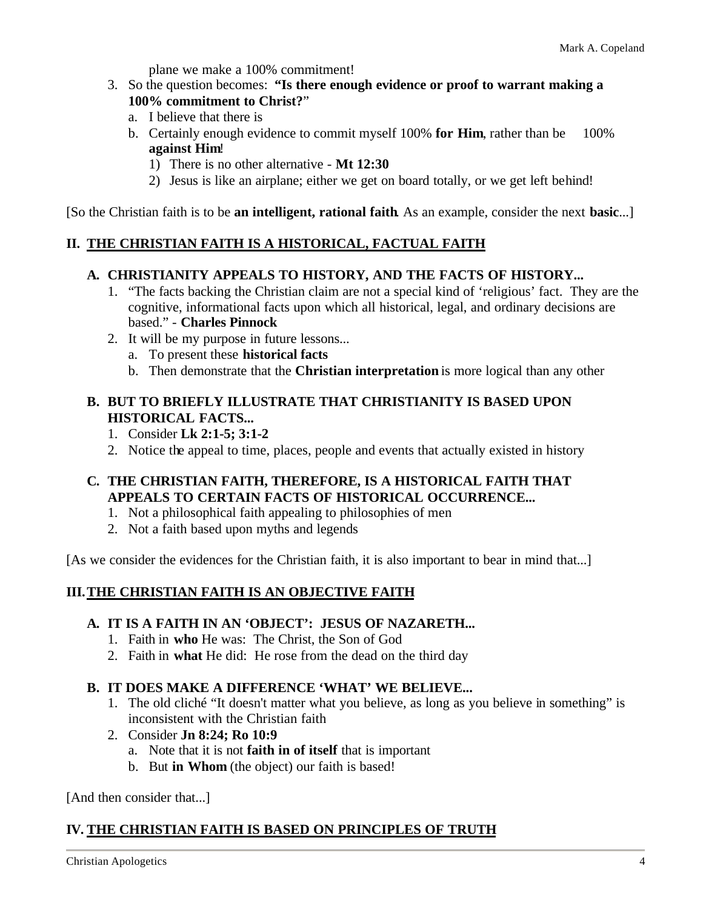plane we make a 100% commitment!

3. So the question becomes: **"Is there enough evidence or proof to warrant making a 100% commitment to Christ?"**
   a. I believe that there is
   b. Certainly enough evidence to commit myself 100% **for Him**, rather than be 100% **against Him**!
      1) There is no other alternative - **Mt 12:30**
      2) Jesus is like an airplane; either we get on board totally, or we get left behind!

[So the Christian faith is to be **an intelligent, rational faith**. As an example, consider the next **basic**...]

## II. THE CHRISTIAN FAITH IS A HISTORICAL, FACTUAL FAITH

### A. CHRISTIANITY APPEALS TO HISTORY, AND THE FACTS OF HISTORY...

1. "The facts backing the Christian claim are not a special kind of 'religious' fact. They are the cognitive, informational facts upon which all historical, legal, and ordinary decisions are based." - **Charles Pinnock**
2. It will be my purpose in future lessons...
   a. To present these **historical facts**
   b. Then demonstrate that the **Christian interpretation** is more logical than any other

### B. BUT TO BRIEFLY ILLUSTRATE THAT CHRISTIANITY IS BASED UPON HISTORICAL FACTS...

1. Consider **Lk 2:1-5; 3:1-2**
2. Notice the appeal to time, places, people and events that actually existed in history

### C. THE CHRISTIAN FAITH, THEREFORE, IS A HISTORICAL FAITH THAT APPEALS TO CERTAIN FACTS OF HISTORICAL OCCURRENCE...

1. Not a philosophical faith appealing to philosophies of men
2. Not a faith based upon myths and legends

[As we consider the evidences for the Christian faith, it is also important to bear in mind that...]

## III. THE CHRISTIAN FAITH IS AN OBJECTIVE FAITH

### A. IT IS A FAITH IN AN 'OBJECT': JESUS OF NAZARETH...

1. Faith in **who** He was: The Christ, the Son of God
2. Faith in **what** He did: He rose from the dead on the third day

### B. IT DOES MAKE A DIFFERENCE 'WHAT' WE BELIEVE...

1. The old cliché "It doesn't matter what you believe, as long as you believe in something" is inconsistent with the Christian faith
2. Consider **Jn 8:24; Ro 10:9**
   a. Note that it is not **faith in of itself** that is important
   b. But **in Whom** (the object) our faith is based!

[And then consider that...]

## IV. THE CHRISTIAN FAITH IS BASED ON PRINCIPLES OF TRUTH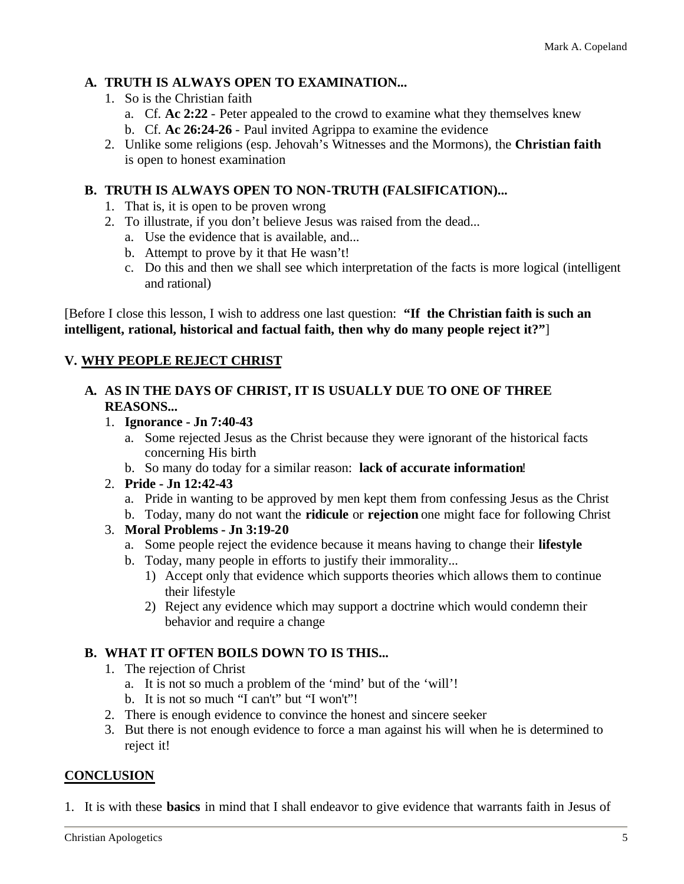### A. TRUTH IS ALWAYS OPEN TO EXAMINATION...

1. So is the Christian faith
   a. Cf. **Ac 2:22** - Peter appealed to the crowd to examine what they themselves knew
   b. Cf. **Ac 26:24-26** - Paul invited Agrippa to examine the evidence
2. Unlike some religions (esp. Jehovah's Witnesses and the Mormons), the **Christian faith** is open to honest examination

### B. TRUTH IS ALWAYS OPEN TO NON-TRUTH (FALSIFICATION)...

1. That is, it is open to be proven wrong
2. To illustrate, if you don't believe Jesus was raised from the dead...
   a. Use the evidence that is available, and...
   b. Attempt to prove by it that He wasn't!
   c. Do this and then we shall see which interpretation of the facts is more logical (intelligent and rational)

[Before I close this lesson, I wish to address one last question: **"If the Christian faith is such an intelligent, rational, historical and factual faith, then why do many people reject it?"**]

## V. <u>WHY PEOPLE REJECT CHRIST</u>

### A. AS IN THE DAYS OF CHRIST, IT IS USUALLY DUE TO ONE OF THREE REASONS...

1. **Ignorance - Jn 7:40-43**
   a. Some rejected Jesus as the Christ because they were ignorant of the historical facts concerning His birth
   b. So many do today for a similar reason: **lack of accurate information**!
2. **Pride - Jn 12:42-43**
   a. Pride in wanting to be approved by men kept them from confessing Jesus as the Christ
   b. Today, many do not want the **ridicule** or **rejection** one might face for following Christ
3. **Moral Problems - Jn 3:19-20**
   a. Some people reject the evidence because it means having to change their **lifestyle**
   b. Today, many people in efforts to justify their immorality...
      1) Accept only that evidence which supports theories which allows them to continue their lifestyle
      2) Reject any evidence which may support a doctrine which would condemn their behavior and require a change

### B. WHAT IT OFTEN BOILS DOWN TO IS THIS...

1. The rejection of Christ
   a. It is not so much a problem of the 'mind' but of the 'will'!
   b. It is not so much "I can't" but "I won't"!
2. There is enough evidence to convince the honest and sincere seeker
3. But there is not enough evidence to force a man against his will when he is determined to reject it!

## <u>CONCLUSION</u>

1. It is with these **basics** in mind that I shall endeavor to give evidence that warrants faith in Jesus of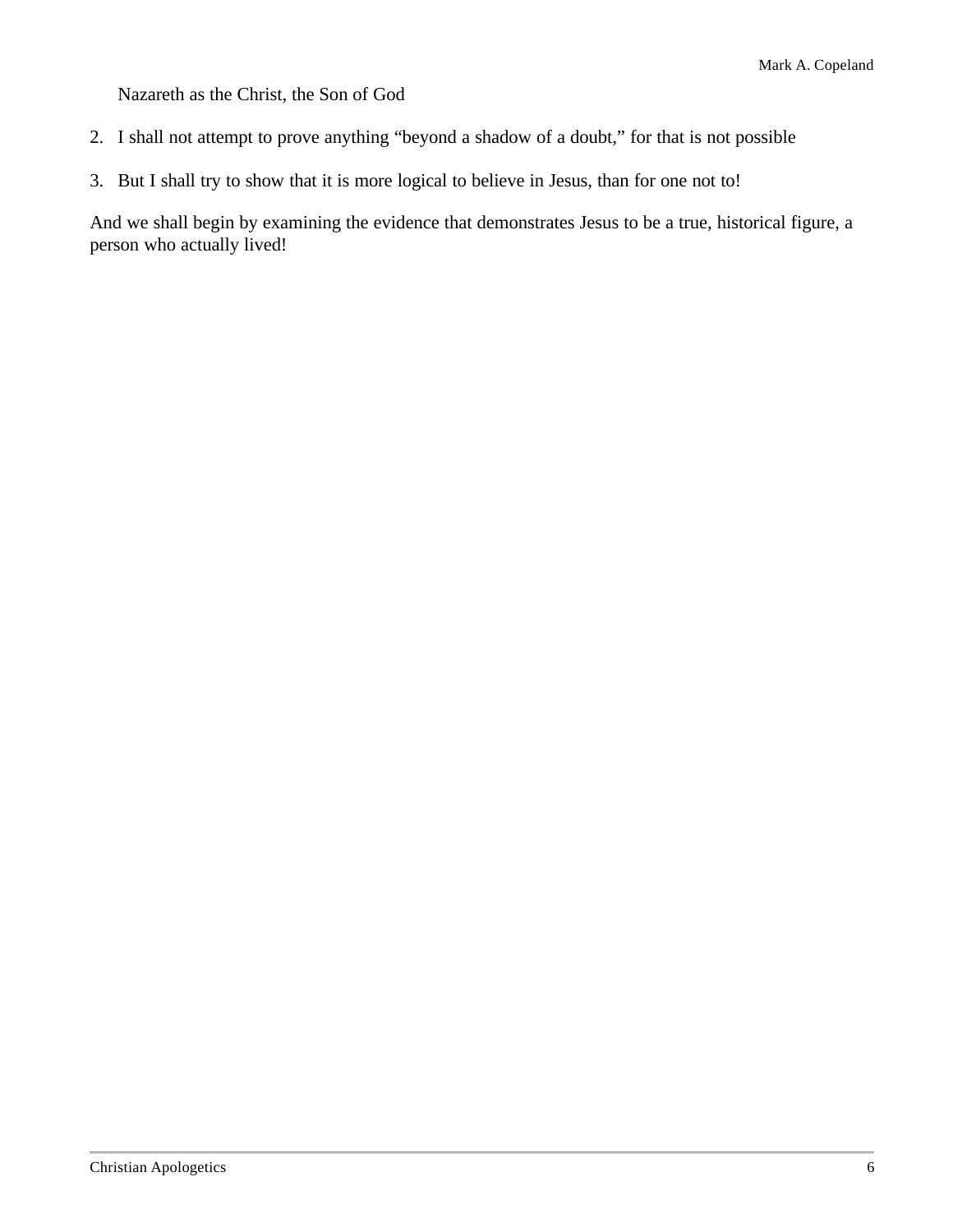Nazareth as the Christ, the Son of God

2. I shall not attempt to prove anything “beyond a shadow of a doubt,” for that is not possible

3. But I shall try to show that it is more logical to believe in Jesus, than for one not to!

And we shall begin by examining the evidence that demonstrates Jesus to be a true, historical figure, a person who actually lived!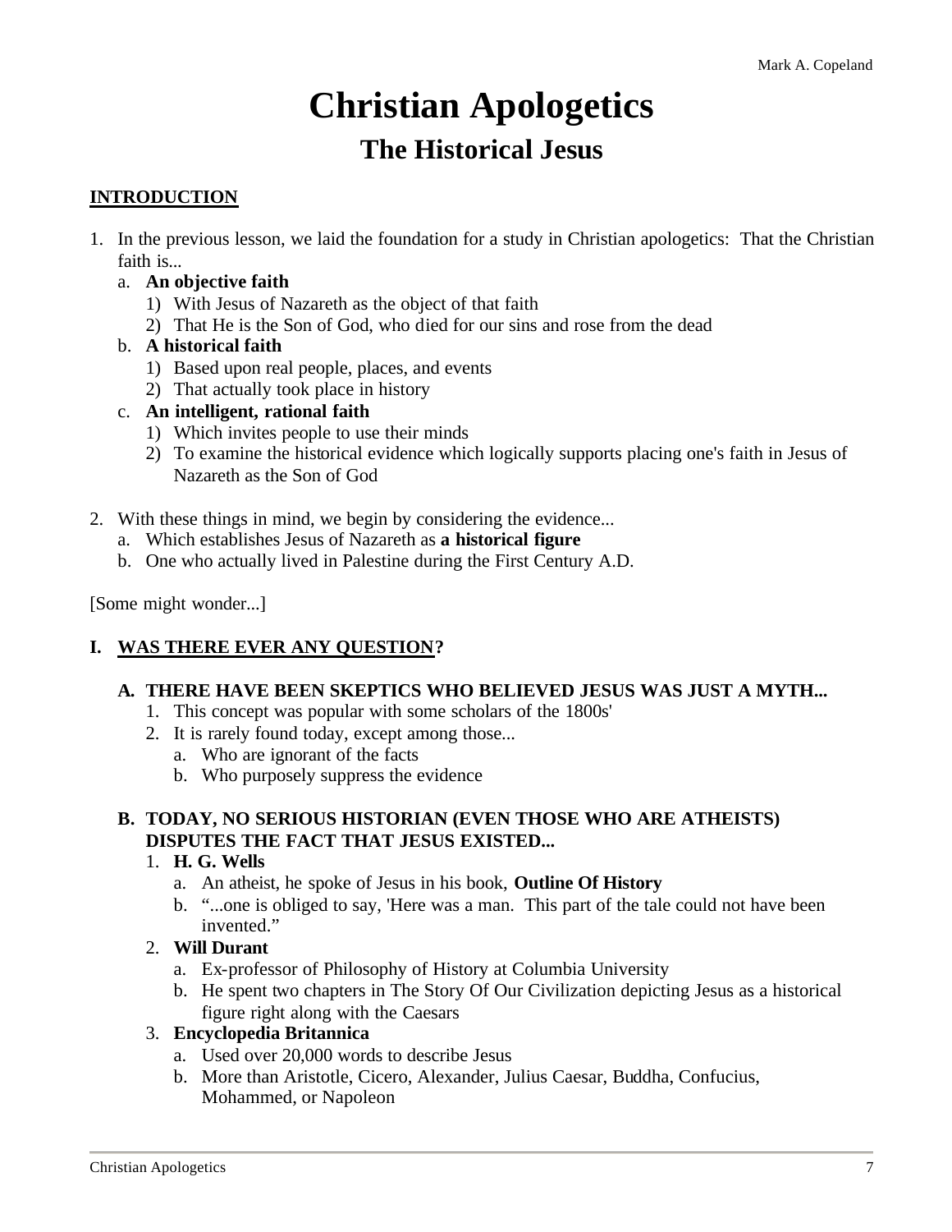# Christian Apologetics

## The Historical Jesus

**INTRODUCTION**

1. In the previous lesson, we laid the foundation for a study in Christian apologetics: That the Christian faith is...
   a. **An objective faith**
      1) With Jesus of Nazareth as the object of that faith
      2) That He is the Son of God, who died for our sins and rose from the dead
   b. **A historical faith**
      1) Based upon real people, places, and events
      2) That actually took place in history
   c. **An intelligent, rational faith**
      1) Which invites people to use their minds
      2) To examine the historical evidence which logically supports placing one's faith in Jesus of Nazareth as the Son of God

2. With these things in mind, we begin by considering the evidence...
   a. Which establishes Jesus of Nazareth as **a historical figure**
   b. One who actually lived in Palestine during the First Century A.D.

[Some might wonder...]

### I. WAS THERE EVER ANY QUESTION?

**A. THERE HAVE BEEN SKEPTICS WHO BELIEVED JESUS WAS JUST A MYTH...**

1. This concept was popular with some scholars of the 1800s'
2. It is rarely found today, except among those...
   a. Who are ignorant of the facts
   b. Who purposely suppress the evidence

**B. TODAY, NO SERIOUS HISTORIAN (EVEN THOSE WHO ARE ATHEISTS) DISPUTES THE FACT THAT JESUS EXISTED...**

1. **H. G. Wells**
   a. An atheist, he spoke of Jesus in his book, **Outline Of History**
   b. "...one is obliged to say, 'Here was a man. This part of the tale could not have been invented."
2. **Will Durant**
   a. Ex-professor of Philosophy of History at Columbia University
   b. He spent two chapters in The Story Of Our Civilization depicting Jesus as a historical figure right along with the Caesars
3. **Encyclopedia Britannica**
   a. Used over 20,000 words to describe Jesus
   b. More than Aristotle, Cicero, Alexander, Julius Caesar, Buddha, Confucius, Mohammed, or Napoleon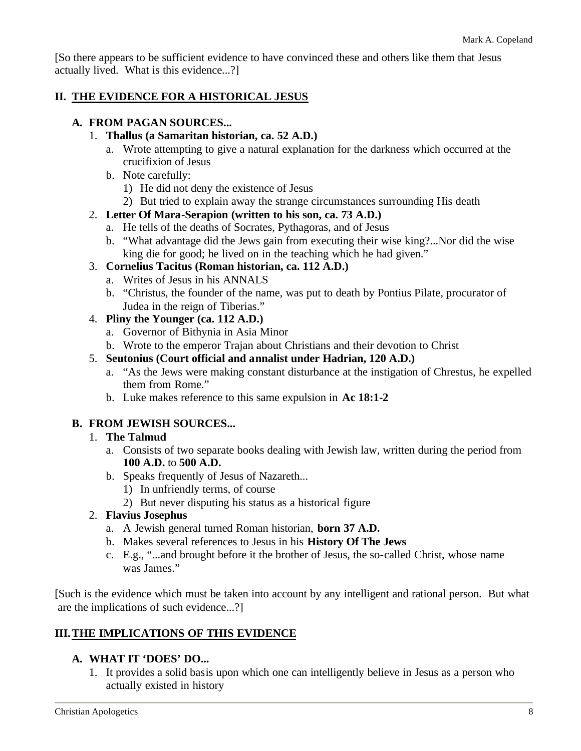[So there appears to be sufficient evidence to have convinced these and others like them that Jesus actually lived. What is this evidence...?]

## II. THE EVIDENCE FOR A HISTORICAL JESUS

### A. FROM PAGAN SOURCES...

1. **Thallus (a Samaritan historian, ca. 52 A.D.)**
   a. Wrote attempting to give a natural explanation for the darkness which occurred at the crucifixion of Jesus
   b. Note carefully:
      1) He did not deny the existence of Jesus
      2) But tried to explain away the strange circumstances surrounding His death
2. **Letter Of Mara-Serapion (written to his son, ca. 73 A.D.)**
   a. He tells of the deaths of Socrates, Pythagoras, and of Jesus
   b. "What advantage did the Jews gain from executing their wise king?...Nor did the wise king die for good; he lived on in the teaching which he had given."
3. **Cornelius Tacitus (Roman historian, ca. 112 A.D.)**
   a. Writes of Jesus in his ANNALS
   b. "Christus, the founder of the name, was put to death by Pontius Pilate, procurator of Judea in the reign of Tiberias."
4. **Pliny the Younger (ca. 112 A.D.)**
   a. Governor of Bithynia in Asia Minor
   b. Wrote to the emperor Trajan about Christians and their devotion to Christ
5. **Seutonius (Court official and annalist under Hadrian, 120 A.D.)**
   a. "As the Jews were making constant disturbance at the instigation of Chrestus, he expelled them from Rome."
   b. Luke makes reference to this same expulsion in **Ac 18:1-2**

### B. FROM JEWISH SOURCES...

1. **The Talmud**
   a. Consists of two separate books dealing with Jewish law, written during the period from **100 A.D.** to **500 A.D.**
   b. Speaks frequently of Jesus of Nazareth...
      1) In unfriendly terms, of course
      2) But never disputing his status as a historical figure
2. **Flavius Josephus**
   a. A Jewish general turned Roman historian, **born 37 A.D.**
   b. Makes several references to Jesus in his **History Of The Jews**
   c. E.g., "...and brought before it the brother of Jesus, the so-called Christ, whose name was James."

[Such is the evidence which must be taken into account by any intelligent and rational person. But what are the implications of such evidence...?]

## III. THE IMPLICATIONS OF THIS EVIDENCE

### A. WHAT IT 'DOES' DO...

1. It provides a solid basis upon which one can intelligently believe in Jesus as a person who actually existed in history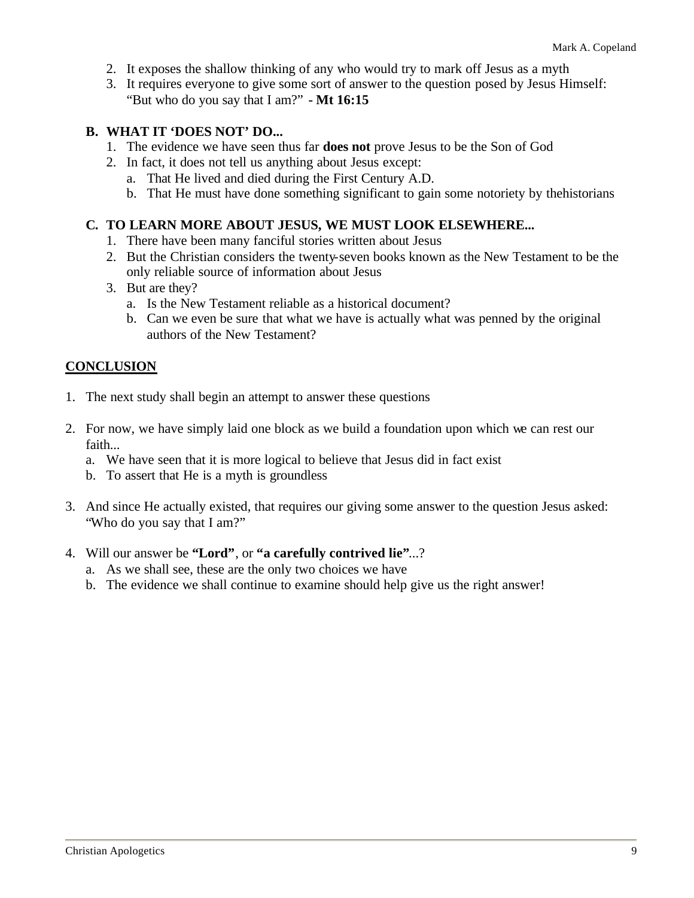2. It exposes the shallow thinking of any who would try to mark off Jesus as a myth
3. It requires everyone to give some sort of answer to the question posed by Jesus Himself: "But who do you say that I am?" **- Mt 16:15**

**B. WHAT IT 'DOES NOT' DO...**

1. The evidence we have seen thus far **does not** prove Jesus to be the Son of God
2. In fact, it does not tell us anything about Jesus except:
   a. That He lived and died during the First Century A.D.
   b. That He must have done something significant to gain some notoriety by thehistorians

**C. TO LEARN MORE ABOUT JESUS, WE MUST LOOK ELSEWHERE...**

1. There have been many fanciful stories written about Jesus
2. But the Christian considers the twenty-seven books known as the New Testament to be the only reliable source of information about Jesus
3. But are they?
   a. Is the New Testament reliable as a historical document?
   b. Can we even be sure that what we have is actually what was penned by the original authors of the New Testament?

## CONCLUSION

1. The next study shall begin an attempt to answer these questions

2. For now, we have simply laid one block as we build a foundation upon which we can rest our faith...
   a. We have seen that it is more logical to believe that Jesus did in fact exist
   b. To assert that He is a myth is groundless

3. And since He actually existed, that requires our giving some answer to the question Jesus asked: "Who do you say that I am?"

4. Will our answer be **"Lord"**, or **"a carefully contrived lie"**...?
   a. As we shall see, these are the only two choices we have
   b. The evidence we shall continue to examine should help give us the right answer!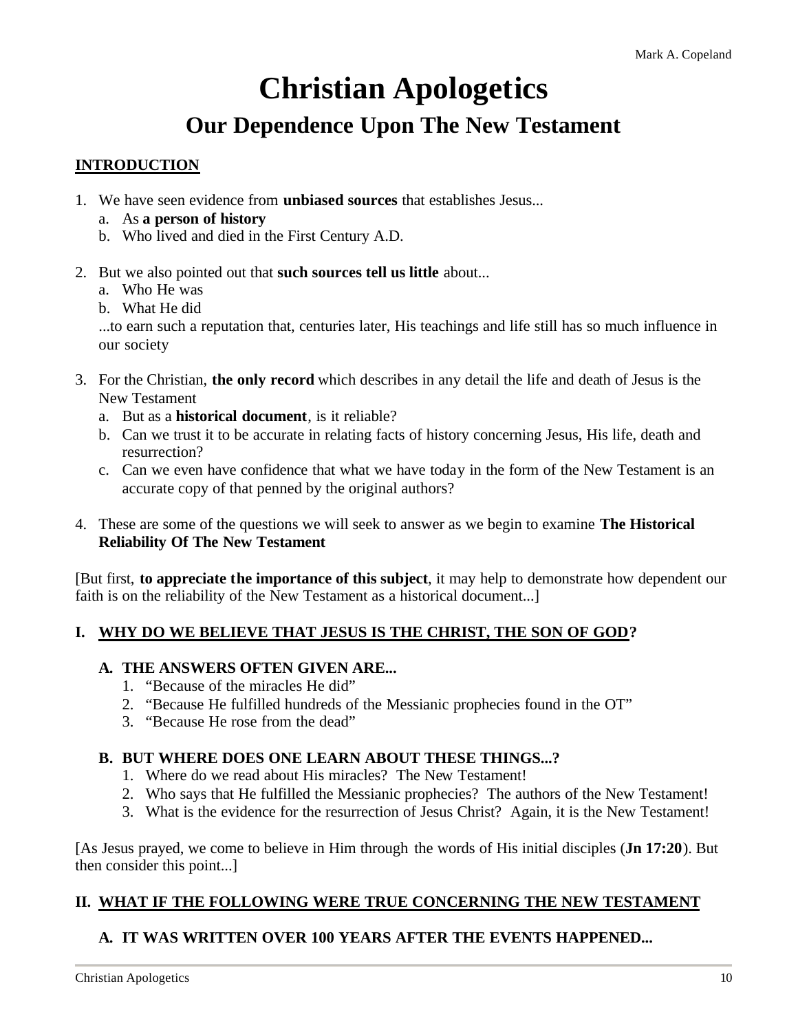# Christian Apologetics

## Our Dependence Upon The New Testament

**INTRODUCTION**

1. We have seen evidence from **unbiased sources** that establishes Jesus...
   a. As **a person of history**
   b. Who lived and died in the First Century A.D.

2. But we also pointed out that **such sources tell us little** about...
   a. Who He was
   b. What He did

   ...to earn such a reputation that, centuries later, His teachings and life still has so much influence in our society

3. For the Christian, **the only record** which describes in any detail the life and death of Jesus is the New Testament
   a. But as a **historical document**, is it reliable?
   b. Can we trust it to be accurate in relating facts of history concerning Jesus, His life, death and resurrection?
   c. Can we even have confidence that what we have today in the form of the New Testament is an accurate copy of that penned by the original authors?

4. These are some of the questions we will seek to answer as we begin to examine **The Historical Reliability Of The New Testament**

[But first, **to appreciate the importance of this subject**, it may help to demonstrate how dependent our faith is on the reliability of the New Testament as a historical document...]

### I. WHY DO WE BELIEVE THAT JESUS IS THE CHRIST, THE SON OF GOD?

#### A. THE ANSWERS OFTEN GIVEN ARE...

1. "Because of the miracles He did"
2. "Because He fulfilled hundreds of the Messianic prophecies found in the OT"
3. "Because He rose from the dead"

#### B. BUT WHERE DOES ONE LEARN ABOUT THESE THINGS...?

1. Where do we read about His miracles? The New Testament!
2. Who says that He fulfilled the Messianic prophecies? The authors of the New Testament!
3. What is the evidence for the resurrection of Jesus Christ? Again, it is the New Testament!

[As Jesus prayed, we come to believe in Him through the words of His initial disciples (**Jn 17:20**). But then consider this point...]

### II. WHAT IF THE FOLLOWING WERE TRUE CONCERNING THE NEW TESTAMENT

#### A. IT WAS WRITTEN OVER 100 YEARS AFTER THE EVENTS HAPPENED...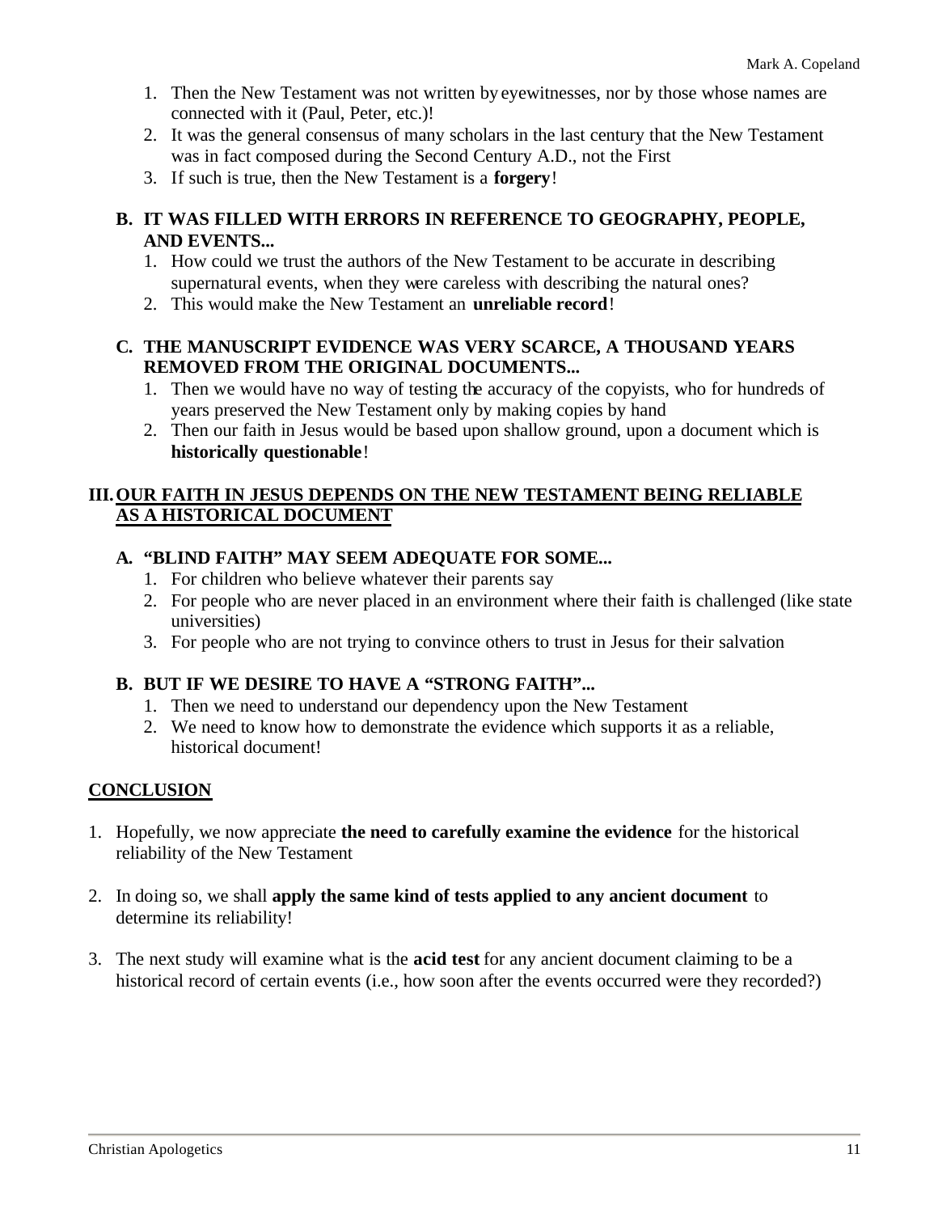1. Then the New Testament was not written by eyewitnesses, nor by those whose names are connected with it (Paul, Peter, etc.)!
2. It was the general consensus of many scholars in the last century that the New Testament was in fact composed during the Second Century A.D., not the First
3. If such is true, then the New Testament is a **forgery**!

### B. IT WAS FILLED WITH ERRORS IN REFERENCE TO GEOGRAPHY, PEOPLE, AND EVENTS...

1. How could we trust the authors of the New Testament to be accurate in describing supernatural events, when they were careless with describing the natural ones?
2. This would make the New Testament an **unreliable record**!

### C. THE MANUSCRIPT EVIDENCE WAS VERY SCARCE, A THOUSAND YEARS REMOVED FROM THE ORIGINAL DOCUMENTS...

1. Then we would have no way of testing the accuracy of the copyists, who for hundreds of years preserved the New Testament only by making copies by hand
2. Then our faith in Jesus would be based upon shallow ground, upon a document which is **historically questionable**!

## III. OUR FAITH IN JESUS DEPENDS ON THE NEW TESTAMENT BEING RELIABLE AS A HISTORICAL DOCUMENT

### A. "BLIND FAITH" MAY SEEM ADEQUATE FOR SOME...

1. For children who believe whatever their parents say
2. For people who are never placed in an environment where their faith is challenged (like state universities)
3. For people who are not trying to convince others to trust in Jesus for their salvation

### B. BUT IF WE DESIRE TO HAVE A "STRONG FAITH"...

1. Then we need to understand our dependency upon the New Testament
2. We need to know how to demonstrate the evidence which supports it as a reliable, historical document!

## CONCLUSION

1. Hopefully, we now appreciate **the need to carefully examine the evidence** for the historical reliability of the New Testament

2. In doing so, we shall **apply the same kind of tests applied to any ancient document** to determine its reliability!

3. The next study will examine what is the **acid test** for any ancient document claiming to be a historical record of certain events (i.e., how soon after the events occurred were they recorded?)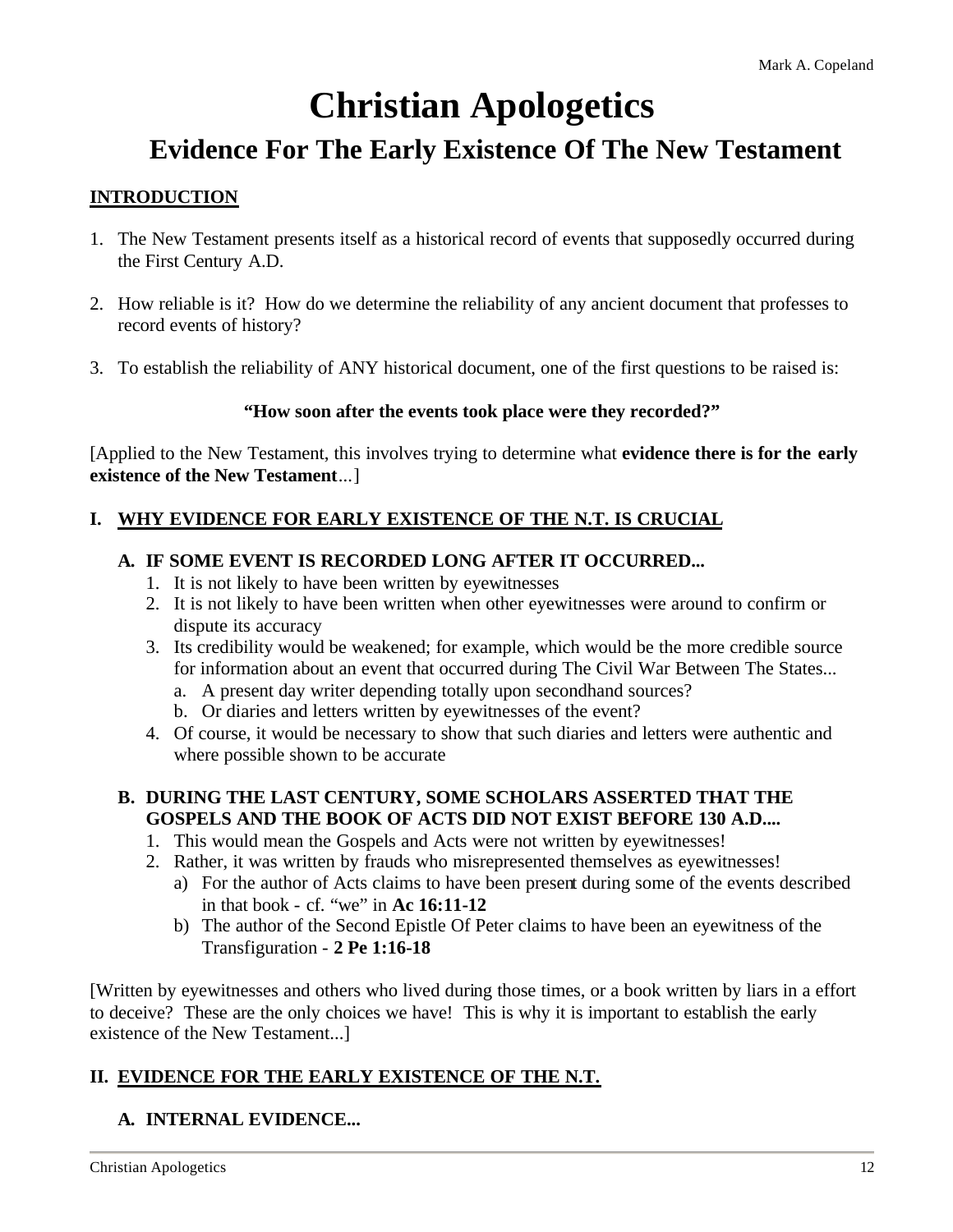# Christian Apologetics

## Evidence For The Early Existence Of The New Testament

**INTRODUCTION**

1. The New Testament presents itself as a historical record of events that supposedly occurred during the First Century A.D.

2. How reliable is it? How do we determine the reliability of any ancient document that professes to record events of history?

3. To establish the reliability of ANY historical document, one of the first questions to be raised is:

**"How soon after the events took place were they recorded?"**

[Applied to the New Testament, this involves trying to determine what **evidence there is for the early existence of the New Testament**...]

### I. WHY EVIDENCE FOR EARLY EXISTENCE OF THE N.T. IS CRUCIAL

**A. IF SOME EVENT IS RECORDED LONG AFTER IT OCCURRED...**

1. It is not likely to have been written by eyewitnesses
2. It is not likely to have been written when other eyewitnesses were around to confirm or dispute its accuracy
3. Its credibility would be weakened; for example, which would be the more credible source for information about an event that occurred during The Civil War Between The States...
   a. A present day writer depending totally upon secondhand sources?
   b. Or diaries and letters written by eyewitnesses of the event?
4. Of course, it would be necessary to show that such diaries and letters were authentic and where possible shown to be accurate

**B. DURING THE LAST CENTURY, SOME SCHOLARS ASSERTED THAT THE GOSPELS AND THE BOOK OF ACTS DID NOT EXIST BEFORE 130 A.D....**

1. This would mean the Gospels and Acts were not written by eyewitnesses!
2. Rather, it was written by frauds who misrepresented themselves as eyewitnesses!
   a) For the author of Acts claims to have been present during some of the events described in that book - cf. "we" in **Ac 16:11-12**
   b) The author of the Second Epistle Of Peter claims to have been an eyewitness of the Transfiguration - **2 Pe 1:16-18**

[Written by eyewitnesses and others who lived during those times, or a book written by liars in a effort to deceive? These are the only choices we have! This is why it is important to establish the early existence of the New Testament...]

### II. EVIDENCE FOR THE EARLY EXISTENCE OF THE N.T.

**A. INTERNAL EVIDENCE...**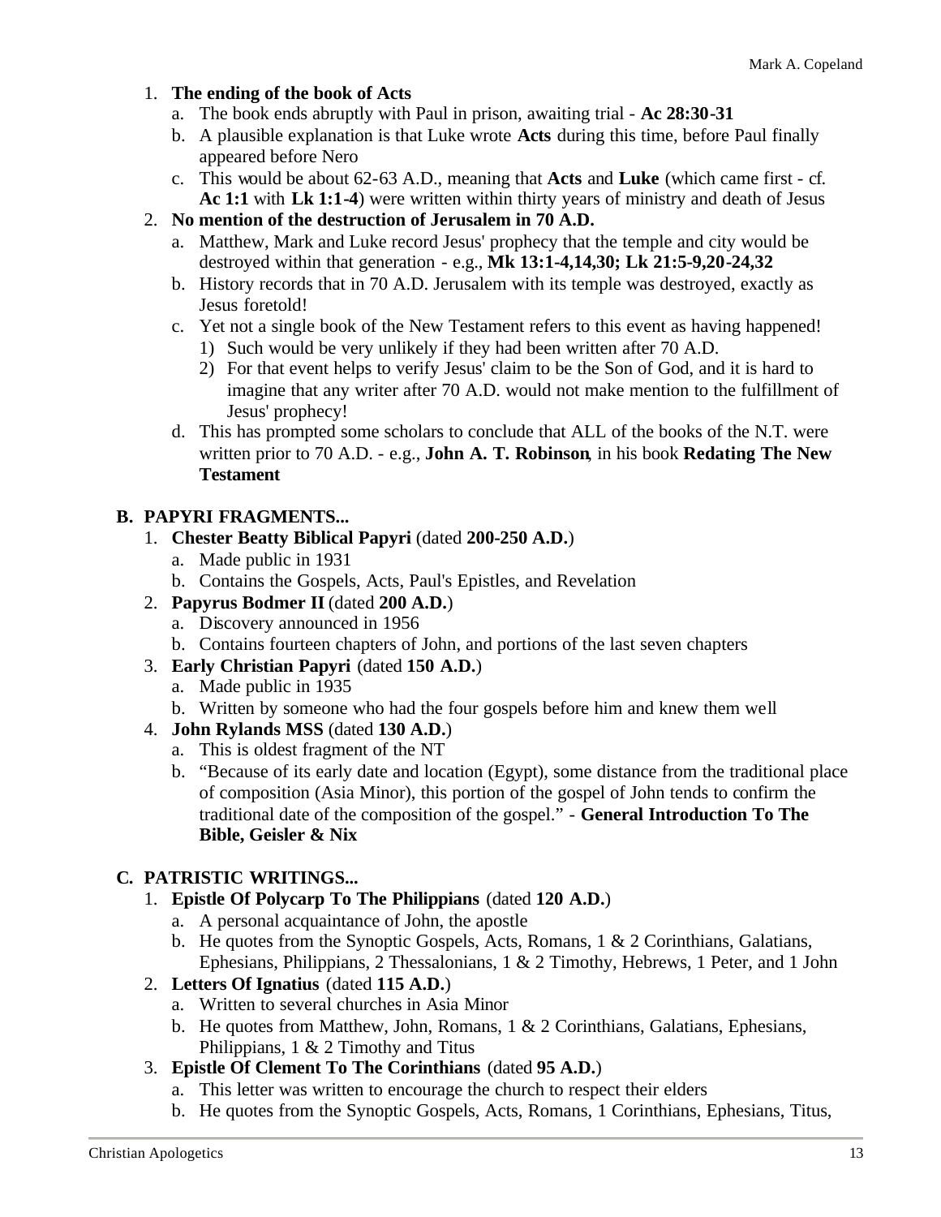1. **The ending of the book of Acts**
   a. The book ends abruptly with Paul in prison, awaiting trial - **Ac 28:30-31**
   b. A plausible explanation is that Luke wrote **Acts** during this time, before Paul finally appeared before Nero
   c. This would be about 62-63 A.D., meaning that **Acts** and **Luke** (which came first - cf. **Ac 1:1** with **Lk 1:1-4**) were written within thirty years of ministry and death of Jesus
2. **No mention of the destruction of Jerusalem in 70 A.D.**
   a. Matthew, Mark and Luke record Jesus' prophecy that the temple and city would be destroyed within that generation - e.g., **Mk 13:1-4,14,30; Lk 21:5-9,20-24,32**
   b. History records that in 70 A.D. Jerusalem with its temple was destroyed, exactly as Jesus foretold!
   c. Yet not a single book of the New Testament refers to this event as having happened!
      1) Such would be very unlikely if they had been written after 70 A.D.
      2) For that event helps to verify Jesus' claim to be the Son of God, and it is hard to imagine that any writer after 70 A.D. would not make mention to the fulfillment of Jesus' prophecy!
   d. This has prompted some scholars to conclude that ALL of the books of the N.T. were written prior to 70 A.D. - e.g., **John A. T. Robinson**, in his book **Redating The New Testament**

## B. PAPYRI FRAGMENTS...

1. **Chester Beatty Biblical Papyri** (dated **200-250 A.D.**)
   a. Made public in 1931
   b. Contains the Gospels, Acts, Paul's Epistles, and Revelation
2. **Papyrus Bodmer II** (dated **200 A.D.**)
   a. Discovery announced in 1956
   b. Contains fourteen chapters of John, and portions of the last seven chapters
3. **Early Christian Papyri** (dated **150 A.D.**)
   a. Made public in 1935
   b. Written by someone who had the four gospels before him and knew them well
4. **John Rylands MSS** (dated **130 A.D.**)
   a. This is oldest fragment of the NT
   b. "Because of its early date and location (Egypt), some distance from the traditional place of composition (Asia Minor), this portion of the gospel of John tends to confirm the traditional date of the composition of the gospel." - **General Introduction To The Bible, Geisler & Nix**

## C. PATRISTIC WRITINGS...

1. **Epistle Of Polycarp To The Philippians** (dated **120 A.D.**)
   a. A personal acquaintance of John, the apostle
   b. He quotes from the Synoptic Gospels, Acts, Romans, 1 & 2 Corinthians, Galatians, Ephesians, Philippians, 2 Thessalonians, 1 & 2 Timothy, Hebrews, 1 Peter, and 1 John
2. **Letters Of Ignatius** (dated **115 A.D.**)
   a. Written to several churches in Asia Minor
   b. He quotes from Matthew, John, Romans, 1 & 2 Corinthians, Galatians, Ephesians, Philippians, 1 & 2 Timothy and Titus
3. **Epistle Of Clement To The Corinthians** (dated **95 A.D.**)
   a. This letter was written to encourage the church to respect their elders
   b. He quotes from the Synoptic Gospels, Acts, Romans, 1 Corinthians, Ephesians, Titus,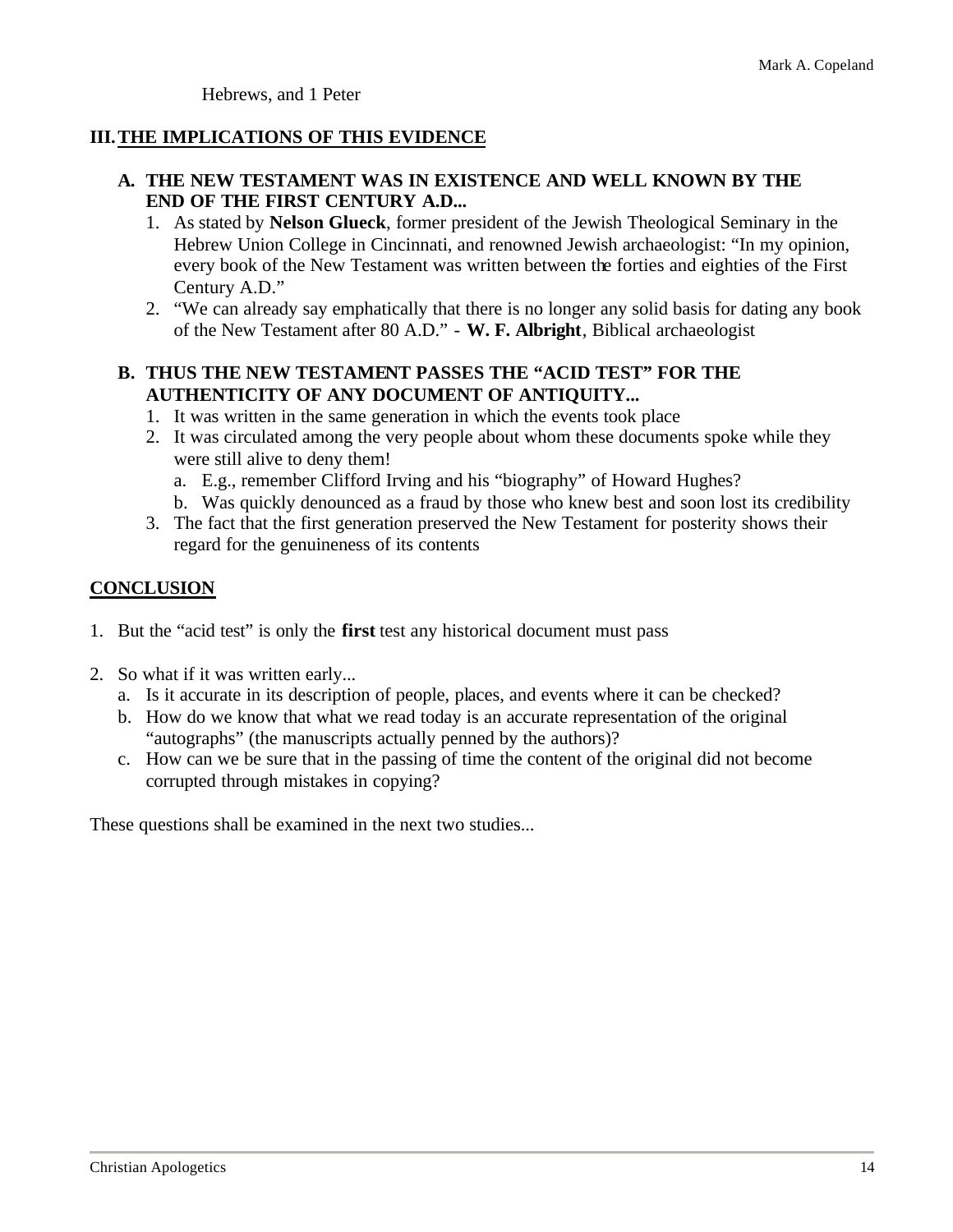Hebrews, and 1 Peter

## III. THE IMPLICATIONS OF THIS EVIDENCE

### A. THE NEW TESTAMENT WAS IN EXISTENCE AND WELL KNOWN BY THE END OF THE FIRST CENTURY A.D...

1. As stated by **Nelson Glueck**, former president of the Jewish Theological Seminary in the Hebrew Union College in Cincinnati, and renowned Jewish archaeologist: "In my opinion, every book of the New Testament was written between the forties and eighties of the First Century A.D."
2. "We can already say emphatically that there is no longer any solid basis for dating any book of the New Testament after 80 A.D." - **W. F. Albright**, Biblical archaeologist

### B. THUS THE NEW TESTAMENT PASSES THE "ACID TEST" FOR THE AUTHENTICITY OF ANY DOCUMENT OF ANTIQUITY...

1. It was written in the same generation in which the events took place
2. It was circulated among the very people about whom these documents spoke while they were still alive to deny them!
   a. E.g., remember Clifford Irving and his "biography" of Howard Hughes?
   b. Was quickly denounced as a fraud by those who knew best and soon lost its credibility
3. The fact that the first generation preserved the New Testament for posterity shows their regard for the genuineness of its contents

## CONCLUSION

1. But the "acid test" is only the **first** test any historical document must pass

2. So what if it was written early...
   a. Is it accurate in its description of people, places, and events where it can be checked?
   b. How do we know that what we read today is an accurate representation of the original "autographs" (the manuscripts actually penned by the authors)?
   c. How can we be sure that in the passing of time the content of the original did not become corrupted through mistakes in copying?

These questions shall be examined in the next two studies...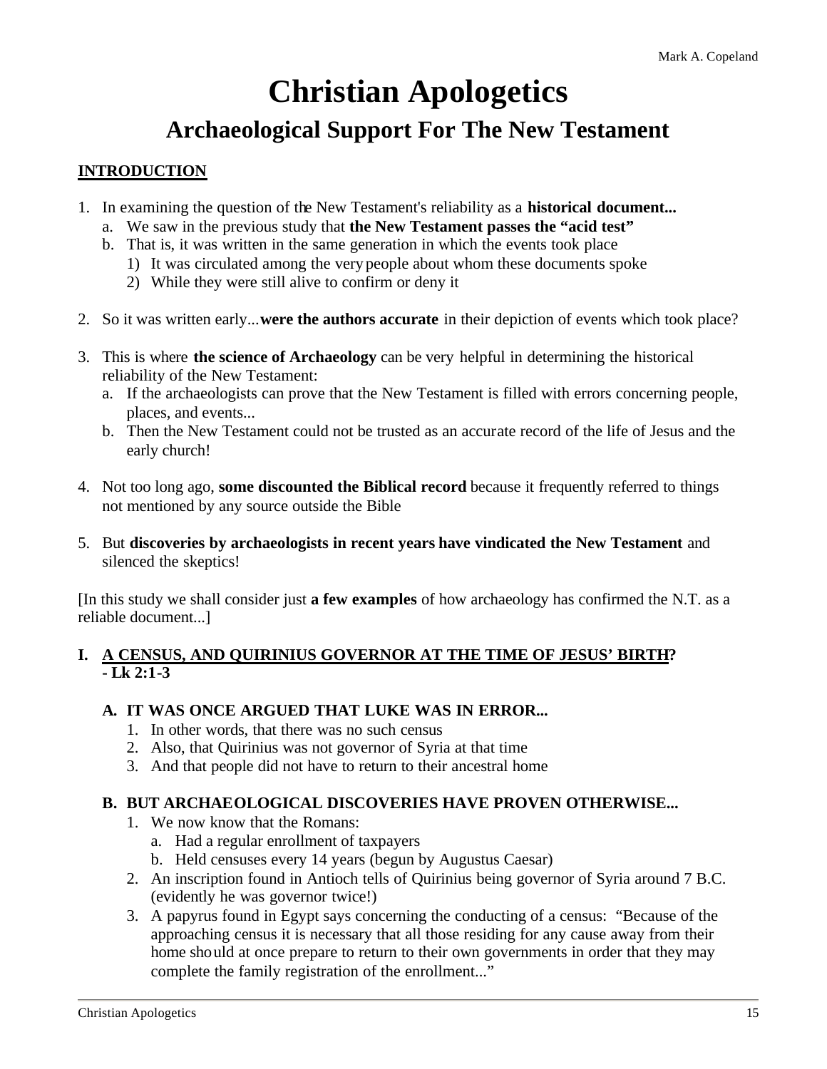# Christian Apologetics

## Archaeological Support For The New Testament

**INTRODUCTION**

1. In examining the question of the New Testament's reliability as a **historical document...**
   a. We saw in the previous study that **the New Testament passes the "acid test"**
   b. That is, it was written in the same generation in which the events took place
      1) It was circulated among the very people about whom these documents spoke
      2) While they were still alive to confirm or deny it

2. So it was written early...**were the authors accurate** in their depiction of events which took place?

3. This is where **the science of Archaeology** can be very helpful in determining the historical reliability of the New Testament:
   a. If the archaeologists can prove that the New Testament is filled with errors concerning people, places, and events...
   b. Then the New Testament could not be trusted as an accurate record of the life of Jesus and the early church!

4. Not too long ago, **some discounted the Biblical record** because it frequently referred to things not mentioned by any source outside the Bible

5. But **discoveries by archaeologists in recent years have vindicated the New Testament** and silenced the skeptics!

[In this study we shall consider just **a few examples** of how archaeology has confirmed the N.T. as a reliable document...]

### I. A CENSUS, AND QUIRINIUS GOVERNOR AT THE TIME OF JESUS' BIRTH? - Lk 2:1-3

**A. IT WAS ONCE ARGUED THAT LUKE WAS IN ERROR...**

1. In other words, that there was no such census
2. Also, that Quirinius was not governor of Syria at that time
3. And that people did not have to return to their ancestral home

**B. BUT ARCHAEOLOGICAL DISCOVERIES HAVE PROVEN OTHERWISE...**

1. We now know that the Romans:
   a. Had a regular enrollment of taxpayers
   b. Held censuses every 14 years (begun by Augustus Caesar)
2. An inscription found in Antioch tells of Quirinius being governor of Syria around 7 B.C. (evidently he was governor twice!)
3. A papyrus found in Egypt says concerning the conducting of a census: "Because of the approaching census it is necessary that all those residing for any cause away from their home should at once prepare to return to their own governments in order that they may complete the family registration of the enrollment..."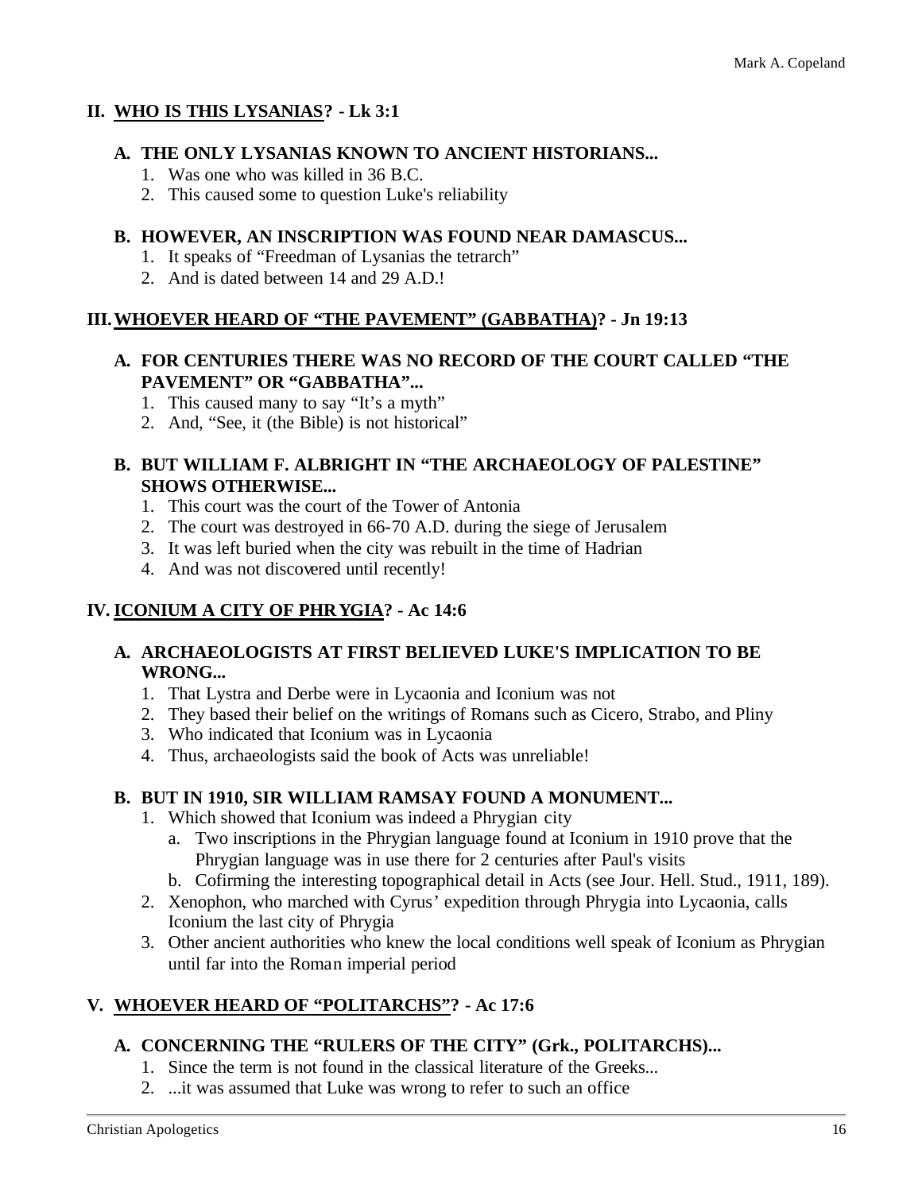## II. WHO IS THIS LYSANIAS? - Lk 3:1

### A. THE ONLY LYSANIAS KNOWN TO ANCIENT HISTORIANS...

1. Was one who was killed in 36 B.C.
2. This caused some to question Luke's reliability

### B. HOWEVER, AN INSCRIPTION WAS FOUND NEAR DAMASCUS...

1. It speaks of "Freedman of Lysanias the tetrarch"
2. And is dated between 14 and 29 A.D.!

## III. WHOEVER HEARD OF "THE PAVEMENT" (GABBATHA)? - Jn 19:13

### A. FOR CENTURIES THERE WAS NO RECORD OF THE COURT CALLED "THE PAVEMENT" OR "GABBATHA"...

1. This caused many to say "It's a myth"
2. And, "See, it (the Bible) is not historical"

### B. BUT WILLIAM F. ALBRIGHT IN "THE ARCHAEOLOGY OF PALESTINE" SHOWS OTHERWISE...

1. This court was the court of the Tower of Antonia
2. The court was destroyed in 66-70 A.D. during the siege of Jerusalem
3. It was left buried when the city was rebuilt in the time of Hadrian
4. And was not discovered until recently!

## IV. ICONIUM A CITY OF PHRYGIA? - Ac 14:6

### A. ARCHAEOLOGISTS AT FIRST BELIEVED LUKE'S IMPLICATION TO BE WRONG...

1. That Lystra and Derbe were in Lycaonia and Iconium was not
2. They based their belief on the writings of Romans such as Cicero, Strabo, and Pliny
3. Who indicated that Iconium was in Lycaonia
4. Thus, archaeologists said the book of Acts was unreliable!

### B. BUT IN 1910, SIR WILLIAM RAMSAY FOUND A MONUMENT...

1. Which showed that Iconium was indeed a Phrygian city
   a. Two inscriptions in the Phrygian language found at Iconium in 1910 prove that the Phrygian language was in use there for 2 centuries after Paul's visits
   b. Cofirming the interesting topographical detail in Acts (see Jour. Hell. Stud., 1911, 189).
2. Xenophon, who marched with Cyrus' expedition through Phrygia into Lycaonia, calls Iconium the last city of Phrygia
3. Other ancient authorities who knew the local conditions well speak of Iconium as Phrygian until far into the Roman imperial period

## V. WHOEVER HEARD OF "POLITARCHS"? - Ac 17:6

### A. CONCERNING THE "RULERS OF THE CITY" (Grk., POLITARCHS)...

1. Since the term is not found in the classical literature of the Greeks...
2. ...it was assumed that Luke was wrong to refer to such an office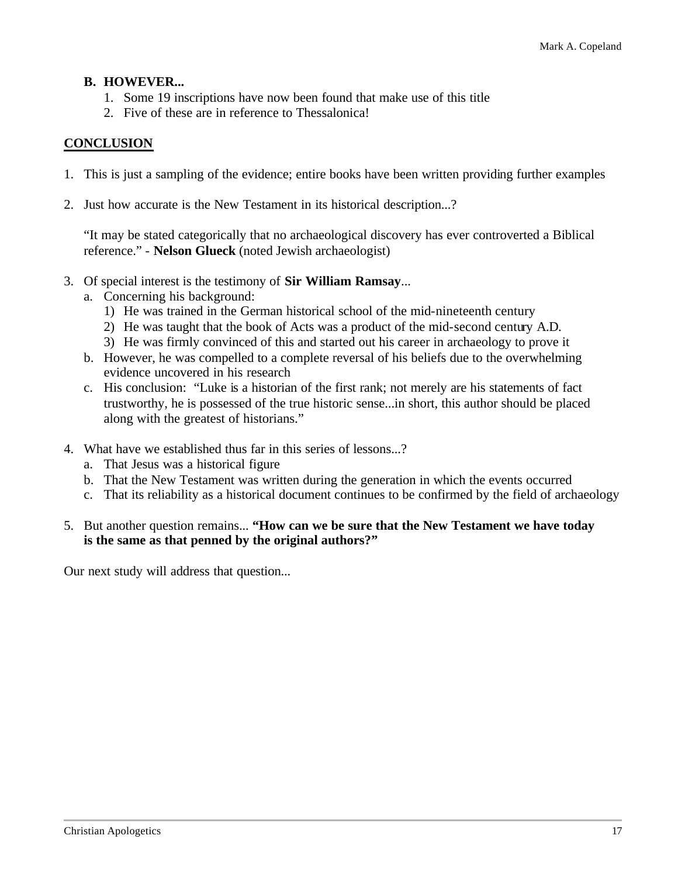**B. HOWEVER...**

1. Some 19 inscriptions have now been found that make use of this title
2. Five of these are in reference to Thessalonica!

**CONCLUSION**

1. This is just a sampling of the evidence; entire books have been written providing further examples

2. Just how accurate is the New Testament in its historical description...?

   "It may be stated categorically that no archaeological discovery has ever controverted a Biblical reference." - **Nelson Glueck** (noted Jewish archaeologist)

3. Of special interest is the testimony of **Sir William Ramsay**...
   a. Concerning his background:
      1) He was trained in the German historical school of the mid-nineteenth century
      2) He was taught that the book of Acts was a product of the mid-second century A.D.
      3) He was firmly convinced of this and started out his career in archaeology to prove it
   b. However, he was compelled to a complete reversal of his beliefs due to the overwhelming evidence uncovered in his research
   c. His conclusion: "Luke is a historian of the first rank; not merely are his statements of fact trustworthy, he is possessed of the true historic sense...in short, this author should be placed along with the greatest of historians."

4. What have we established thus far in this series of lessons...?
   a. That Jesus was a historical figure
   b. That the New Testament was written during the generation in which the events occurred
   c. That its reliability as a historical document continues to be confirmed by the field of archaeology

5. But another question remains... **"How can we be sure that the New Testament we have today is the same as that penned by the original authors?"**

Our next study will address that question...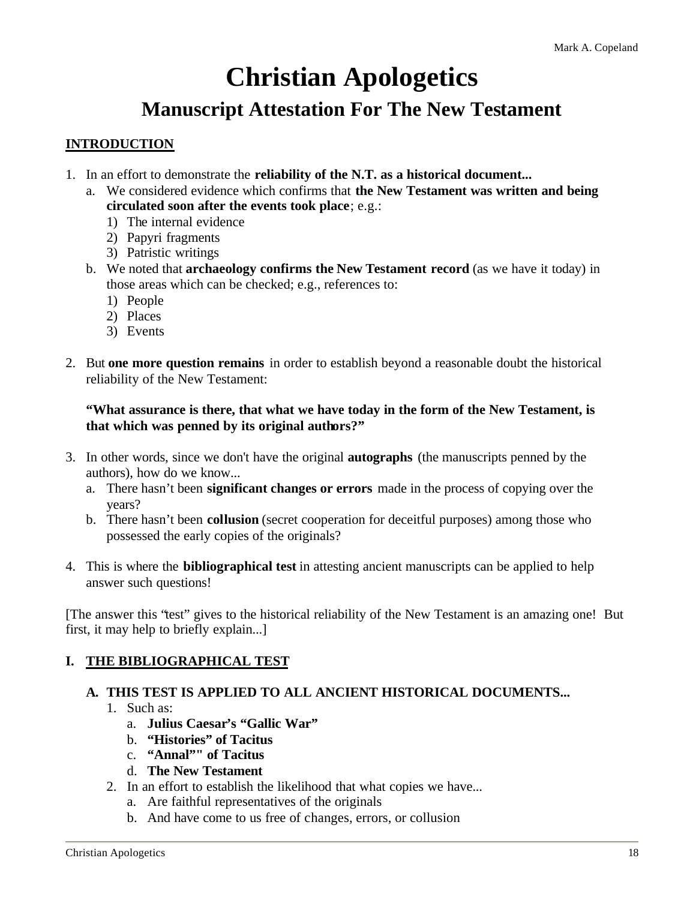Mark A. Copeland

# Christian Apologetics

## Manuscript Attestation For The New Testament

**INTRODUCTION**

1. In an effort to demonstrate the **reliability of the N.T. as a historical document...**
   a. We considered evidence which confirms that **the New Testament was written and being circulated soon after the events took place**; e.g.:
      1) The internal evidence
      2) Papyri fragments
      3) Patristic writings
   b. We noted that **archaeology confirms the New Testament record** (as we have it today) in those areas which can be checked; e.g., references to:
      1) People
      2) Places
      3) Events

2. But **one more question remains** in order to establish beyond a reasonable doubt the historical reliability of the New Testament:

   **"What assurance is there, that what we have today in the form of the New Testament, is that which was penned by its original authors?"**

3. In other words, since we don't have the original **autographs** (the manuscripts penned by the authors), how do we know...
   a. There hasn't been **significant changes or errors** made in the process of copying over the years?
   b. There hasn't been **collusion** (secret cooperation for deceitful purposes) among those who possessed the early copies of the originals?

4. This is where the **bibliographical test** in attesting ancient manuscripts can be applied to help answer such questions!

[The answer this "test" gives to the historical reliability of the New Testament is an amazing one! But first, it may help to briefly explain...]

### I. THE BIBLIOGRAPHICAL TEST

#### A. THIS TEST IS APPLIED TO ALL ANCIENT HISTORICAL DOCUMENTS...

1. Such as:
   a. **Julius Caesar's "Gallic War"**
   b. **"Histories" of Tacitus**
   c. **"Annal"" of Tacitus**
   d. **The New Testament**
2. In an effort to establish the likelihood that what copies we have...
   a. Are faithful representatives of the originals
   b. And have come to us free of changes, errors, or collusion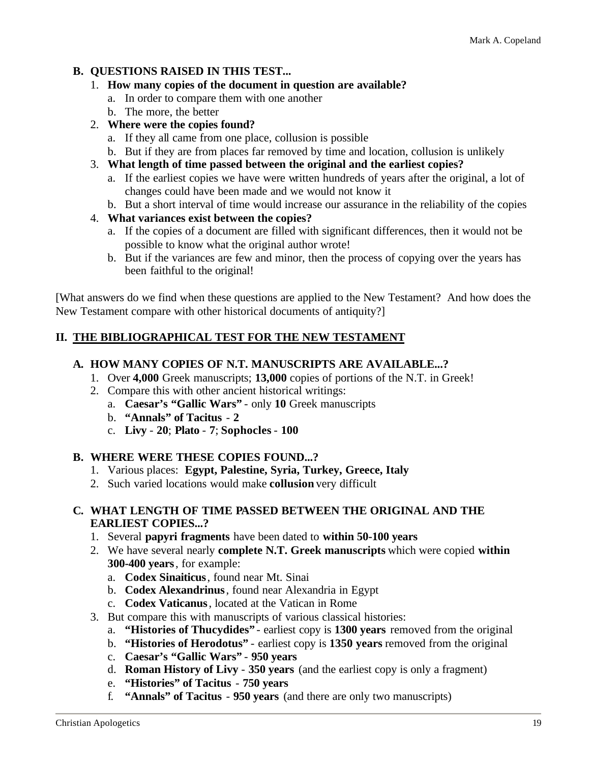### B. QUESTIONS RAISED IN THIS TEST...

1. **How many copies of the document in question are available?**
   a. In order to compare them with one another
   b. The more, the better
2. **Where were the copies found?**
   a. If they all came from one place, collusion is possible
   b. But if they are from places far removed by time and location, collusion is unlikely
3. **What length of time passed between the original and the earliest copies?**
   a. If the earliest copies we have were written hundreds of years after the original, a lot of changes could have been made and we would not know it
   b. But a short interval of time would increase our assurance in the reliability of the copies
4. **What variances exist between the copies?**
   a. If the copies of a document are filled with significant differences, then it would not be possible to know what the original author wrote!
   b. But if the variances are few and minor, then the process of copying over the years has been faithful to the original!

[What answers do we find when these questions are applied to the New Testament? And how does the New Testament compare with other historical documents of antiquity?]

## II. THE BIBLIOGRAPHICAL TEST FOR THE NEW TESTAMENT

### A. HOW MANY COPIES OF N.T. MANUSCRIPTS ARE AVAILABLE...?

1. Over **4,000** Greek manuscripts; **13,000** copies of portions of the N.T. in Greek!
2. Compare this with other ancient historical writings:
   a. **Caesar's "Gallic Wars"** - only **10** Greek manuscripts
   b. **"Annals" of Tacitus - 2**
   c. **Livy** - **20**; **Plato** - **7**; **Sophocles** - **100**

### B. WHERE WERE THESE COPIES FOUND...?

1. Various places: **Egypt, Palestine, Syria, Turkey, Greece, Italy**
2. Such varied locations would make **collusion** very difficult

### C. WHAT LENGTH OF TIME PASSED BETWEEN THE ORIGINAL AND THE EARLIEST COPIES...?

1. Several **papyri fragments** have been dated to **within 50-100 years**
2. We have several nearly **complete N.T. Greek manuscripts** which were copied **within 300-400 years**, for example:
   a. **Codex Sinaiticus**, found near Mt. Sinai
   b. **Codex Alexandrinus**, found near Alexandria in Egypt
   c. **Codex Vaticanus**, located at the Vatican in Rome
3. But compare this with manuscripts of various classical histories:
   a. **"Histories of Thucydides"** - earliest copy is **1300 years** removed from the original
   b. **"Histories of Herodotus"** - earliest copy is **1350 years** removed from the original
   c. **Caesar's "Gallic Wars"** - **950 years**
   d. **Roman History of Livy** - **350 years** (and the earliest copy is only a fragment)
   e. **"Histories" of Tacitus - 750 years**
   f. **"Annals" of Tacitus - 950 years** (and there are only two manuscripts)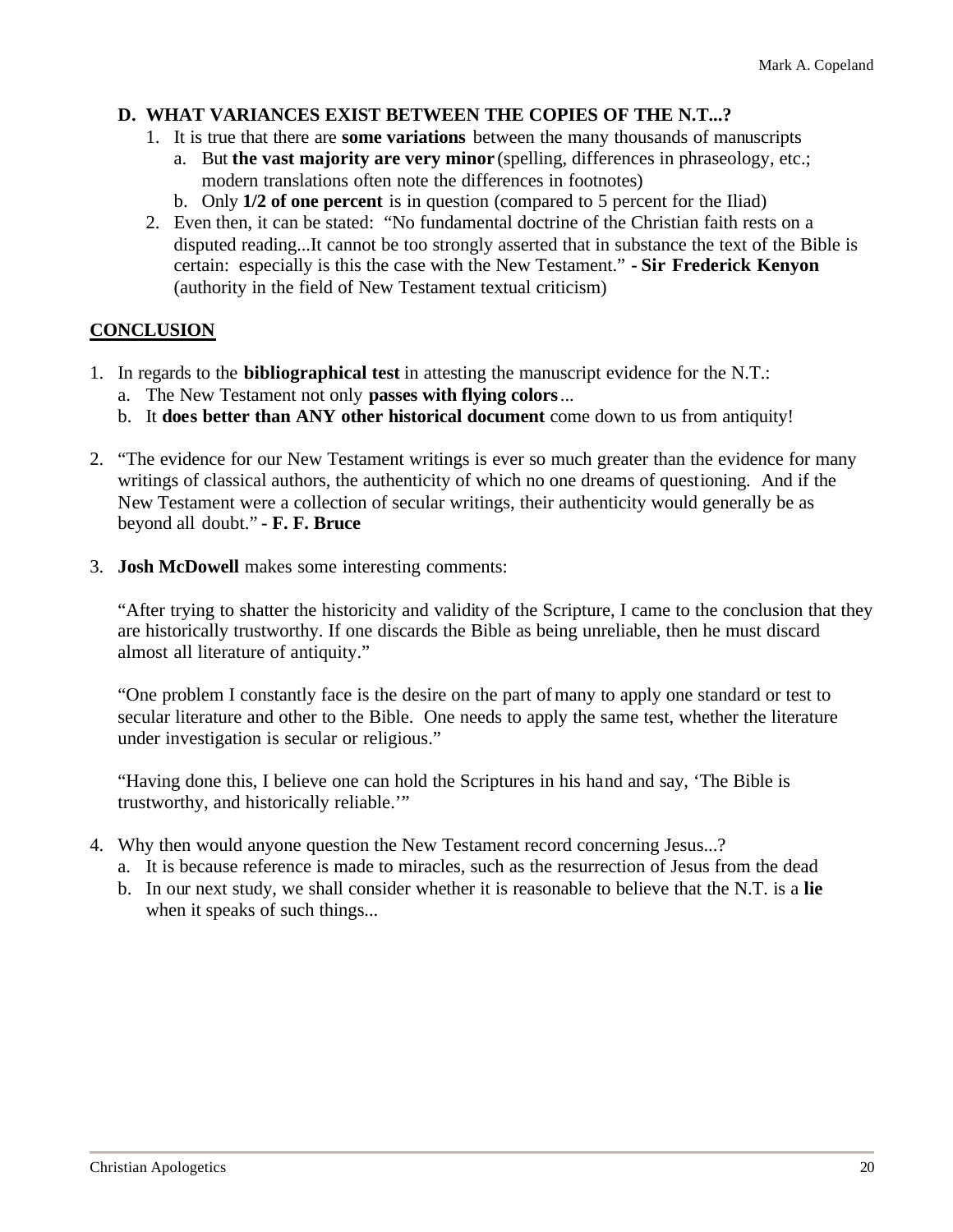### D. WHAT VARIANCES EXIST BETWEEN THE COPIES OF THE N.T...?

1. It is true that there are **some variations** between the many thousands of manuscripts
   a. But **the vast majority are very minor** (spelling, differences in phraseology, etc.; modern translations often note the differences in footnotes)
   b. Only **1/2 of one percent** is in question (compared to 5 percent for the Iliad)
2. Even then, it can be stated: "No fundamental doctrine of the Christian faith rests on a disputed reading...It cannot be too strongly asserted that in substance the text of the Bible is certain: especially is this the case with the New Testament." **- Sir Frederick Kenyon** (authority in the field of New Testament textual criticism)

## CONCLUSION

1. In regards to the **bibliographical test** in attesting the manuscript evidence for the N.T.:
   a. The New Testament not only **passes with flying colors**...
   b. It **does better than ANY other historical document** come down to us from antiquity!

2. "The evidence for our New Testament writings is ever so much greater than the evidence for many writings of classical authors, the authenticity of which no one dreams of questioning. And if the New Testament were a collection of secular writings, their authenticity would generally be as beyond all doubt." **- F. F. Bruce**

3. **Josh McDowell** makes some interesting comments:

   "After trying to shatter the historicity and validity of the Scripture, I came to the conclusion that they are historically trustworthy. If one discards the Bible as being unreliable, then he must discard almost all literature of antiquity."

   "One problem I constantly face is the desire on the part of many to apply one standard or test to secular literature and other to the Bible. One needs to apply the same test, whether the literature under investigation is secular or religious."

   "Having done this, I believe one can hold the Scriptures in his hand and say, 'The Bible is trustworthy, and historically reliable.'"

4. Why then would anyone question the New Testament record concerning Jesus...?
   a. It is because reference is made to miracles, such as the resurrection of Jesus from the dead
   b. In our next study, we shall consider whether it is reasonable to believe that the N.T. is a **lie** when it speaks of such things...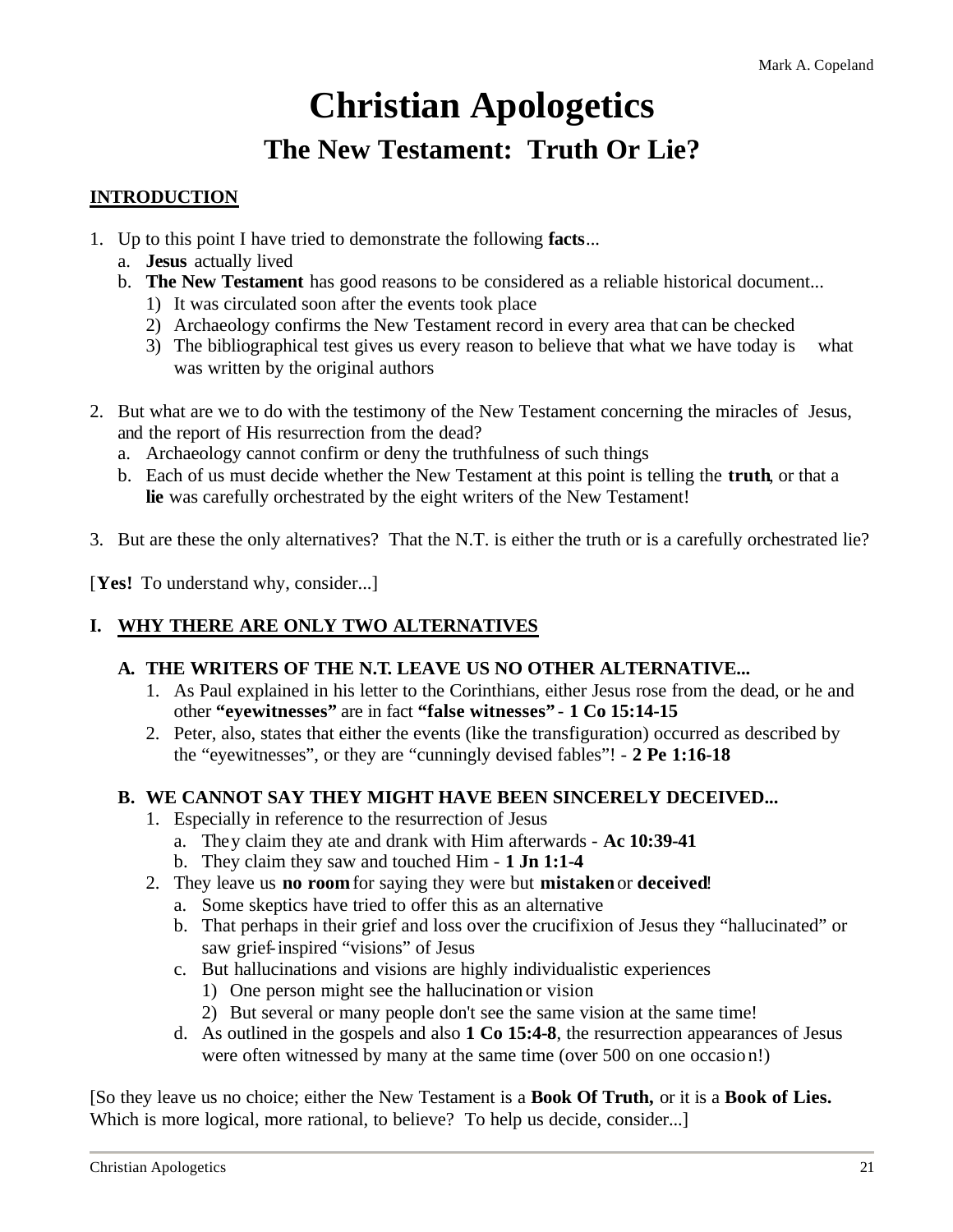# Christian Apologetics

## The New Testament: Truth Or Lie?

**INTRODUCTION**

1. Up to this point I have tried to demonstrate the following **facts**...
   a. **Jesus** actually lived
   b. **The New Testament** has good reasons to be considered as a reliable historical document...
      1) It was circulated soon after the events took place
      2) Archaeology confirms the New Testament record in every area that can be checked
      3) The bibliographical test gives us every reason to believe that what we have today is what was written by the original authors

2. But what are we to do with the testimony of the New Testament concerning the miracles of Jesus, and the report of His resurrection from the dead?
   a. Archaeology cannot confirm or deny the truthfulness of such things
   b. Each of us must decide whether the New Testament at this point is telling the **truth**, or that a **lie** was carefully orchestrated by the eight writers of the New Testament!

3. But are these the only alternatives? That the N.T. is either the truth or is a carefully orchestrated lie?

[**Yes!** To understand why, consider...]

**I. WHY THERE ARE ONLY TWO ALTERNATIVES**

**A. THE WRITERS OF THE N.T. LEAVE US NO OTHER ALTERNATIVE...**

1. As Paul explained in his letter to the Corinthians, either Jesus rose from the dead, or he and other **"eyewitnesses"** are in fact **"false witnesses"** - **1 Co 15:14-15**
2. Peter, also, states that either the events (like the transfiguration) occurred as described by the "eyewitnesses", or they are "cunningly devised fables"! - **2 Pe 1:16-18**

**B. WE CANNOT SAY THEY MIGHT HAVE BEEN SINCERELY DECEIVED...**

1. Especially in reference to the resurrection of Jesus
   a. They claim they ate and drank with Him afterwards - **Ac 10:39-41**
   b. They claim they saw and touched Him - **1 Jn 1:1-4**
2. They leave us **no room** for saying they were but **mistaken** or **deceived**!
   a. Some skeptics have tried to offer this as an alternative
   b. That perhaps in their grief and loss over the crucifixion of Jesus they "hallucinated" or saw grief-inspired "visions" of Jesus
   c. But hallucinations and visions are highly individualistic experiences
      1) One person might see the hallucination or vision
      2) But several or many people don't see the same vision at the same time!
   d. As outlined in the gospels and also **1 Co 15:4-8**, the resurrection appearances of Jesus were often witnessed by many at the same time (over 500 on one occasion!)

[So they leave us no choice; either the New Testament is a **Book Of Truth,** or it is a **Book of Lies.** Which is more logical, more rational, to believe? To help us decide, consider...]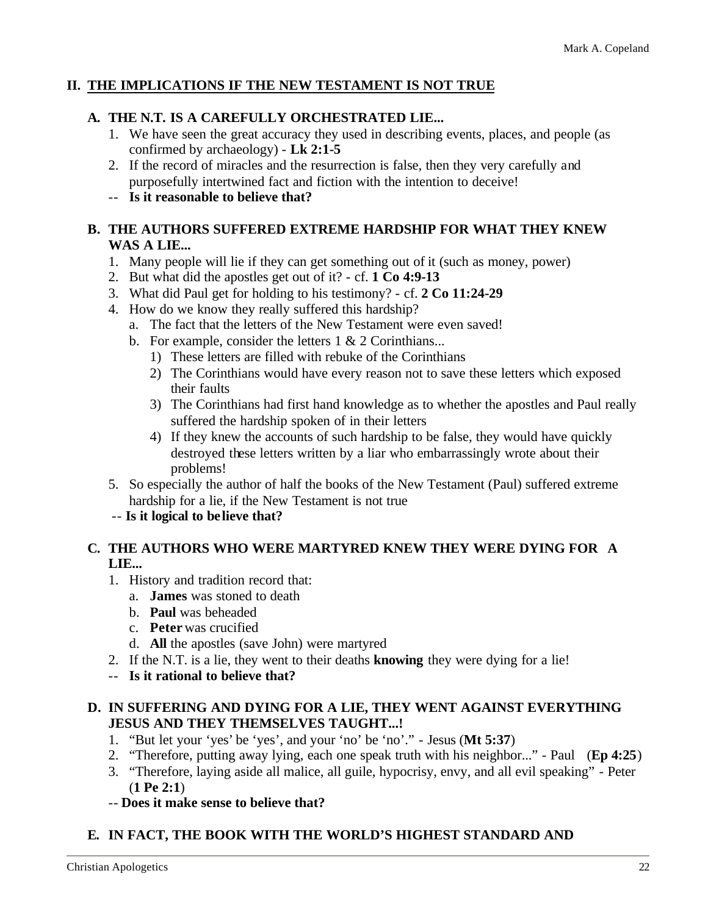## II. THE IMPLICATIONS IF THE NEW TESTAMENT IS NOT TRUE

### A. THE N.T. IS A CAREFULLY ORCHESTRATED LIE...

1. We have seen the great accuracy they used in describing events, places, and people (as confirmed by archaeology) - **Lk 2:1-5**
2. If the record of miracles and the resurrection is false, then they very carefully and purposefully intertwined fact and fiction with the intention to deceive!

-- **Is it reasonable to believe that?**

### B. THE AUTHORS SUFFERED EXTREME HARDSHIP FOR WHAT THEY KNEW WAS A LIE...

1. Many people will lie if they can get something out of it (such as money, power)
2. But what did the apostles get out of it? - cf. **1 Co 4:9-13**
3. What did Paul get for holding to his testimony? - cf. **2 Co 11:24-29**
4. How do we know they really suffered this hardship?
   a. The fact that the letters of the New Testament were even saved!
   b. For example, consider the letters 1 & 2 Corinthians...
      1) These letters are filled with rebuke of the Corinthians
      2) The Corinthians would have every reason not to save these letters which exposed their faults
      3) The Corinthians had first hand knowledge as to whether the apostles and Paul really suffered the hardship spoken of in their letters
      4) If they knew the accounts of such hardship to be false, they would have quickly destroyed these letters written by a liar who embarrassingly wrote about their problems!
5. So especially the author of half the books of the New Testament (Paul) suffered extreme hardship for a lie, if the New Testament is not true

-- **Is it logical to believe that?**

### C. THE AUTHORS WHO WERE MARTYRED KNEW THEY WERE DYING FOR A LIE...

1. History and tradition record that:
   a. **James** was stoned to death
   b. **Paul** was beheaded
   c. **Peter** was crucified
   d. **All** the apostles (save John) were martyred
2. If the N.T. is a lie, they went to their deaths **knowing** they were dying for a lie!

-- **Is it rational to believe that?**

### D. IN SUFFERING AND DYING FOR A LIE, THEY WENT AGAINST EVERYTHING JESUS AND THEY THEMSELVES TAUGHT...!

1. "But let your 'yes' be 'yes', and your 'no' be 'no'." - Jesus (**Mt 5:37**)
2. "Therefore, putting away lying, each one speak truth with his neighbor..." - Paul (**Ep 4:25**)
3. "Therefore, laying aside all malice, all guile, hypocrisy, envy, and all evil speaking" - Peter (**1 Pe 2:1**)

-- **Does it make sense to believe that?**

### E. IN FACT, THE BOOK WITH THE WORLD'S HIGHEST STANDARD AND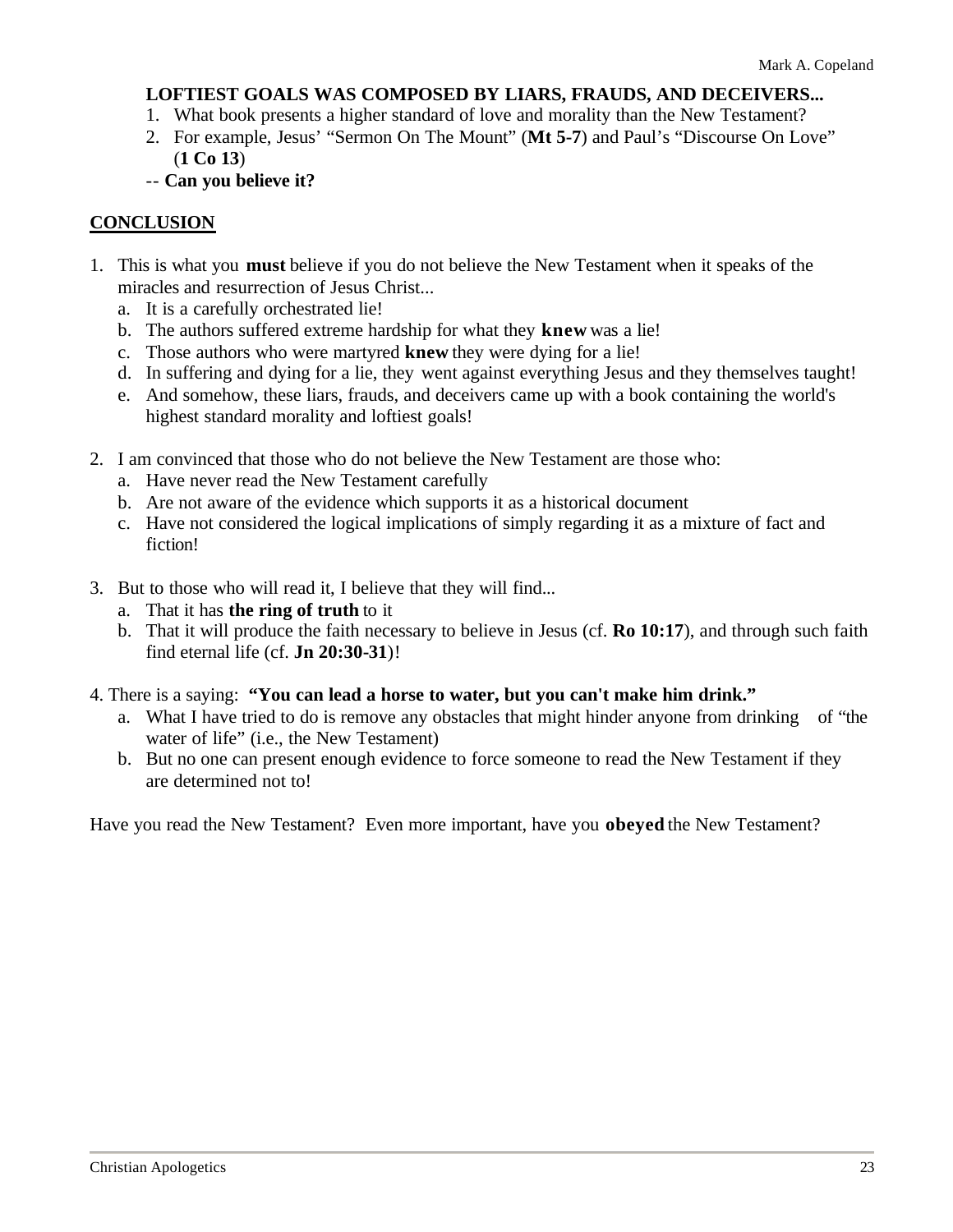**LOFTIEST GOALS WAS COMPOSED BY LIARS, FRAUDS, AND DECEIVERS...**

1. What book presents a higher standard of love and morality than the New Testament?
2. For example, Jesus' "Sermon On The Mount" (**Mt 5-7**) and Paul's "Discourse On Love" (**1 Co 13**)

-- **Can you believe it?**

## CONCLUSION

1. This is what you **must** believe if you do not believe the New Testament when it speaks of the miracles and resurrection of Jesus Christ...
   a. It is a carefully orchestrated lie!
   b. The authors suffered extreme hardship for what they **knew** was a lie!
   c. Those authors who were martyred **knew** they were dying for a lie!
   d. In suffering and dying for a lie, they went against everything Jesus and they themselves taught!
   e. And somehow, these liars, frauds, and deceivers came up with a book containing the world's highest standard morality and loftiest goals!

2. I am convinced that those who do not believe the New Testament are those who:
   a. Have never read the New Testament carefully
   b. Are not aware of the evidence which supports it as a historical document
   c. Have not considered the logical implications of simply regarding it as a mixture of fact and fiction!

3. But to those who will read it, I believe that they will find...
   a. That it has **the ring of truth** to it
   b. That it will produce the faith necessary to believe in Jesus (cf. **Ro 10:17**), and through such faith find eternal life (cf. **Jn 20:30-31**)!

4. There is a saying: **"You can lead a horse to water, but you can't make him drink."**
   a. What I have tried to do is remove any obstacles that might hinder anyone from drinking of "the water of life" (i.e., the New Testament)
   b. But no one can present enough evidence to force someone to read the New Testament if they are determined not to!

Have you read the New Testament? Even more important, have you **obeyed** the New Testament?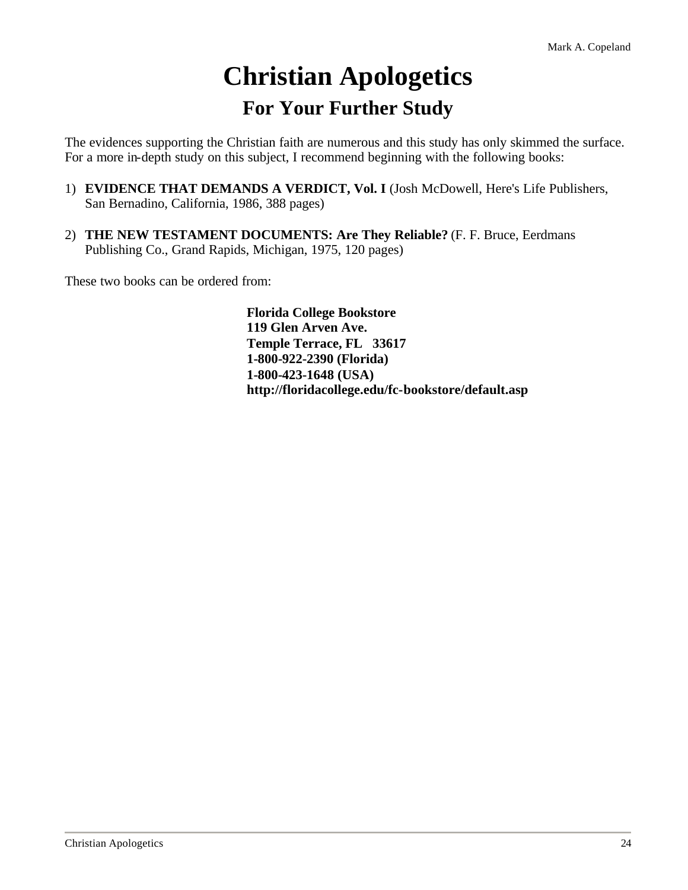# Christian Apologetics

## For Your Further Study

The evidences supporting the Christian faith are numerous and this study has only skimmed the surface. For a more in-depth study on this subject, I recommend beginning with the following books:

1) **EVIDENCE THAT DEMANDS A VERDICT, Vol. I** (Josh McDowell, Here's Life Publishers, San Bernadino, California, 1986, 388 pages)

2) **THE NEW TESTAMENT DOCUMENTS: Are They Reliable?** (F. F. Bruce, Eerdmans Publishing Co., Grand Rapids, Michigan, 1975, 120 pages)

These two books can be ordered from:

**Florida College Bookstore**
**119 Glen Arven Ave.**
**Temple Terrace, FL 33617**
**1-800-922-2390 (Florida)**
**1-800-423-1648 (USA)**
**http://floridacollege.edu/fc-bookstore/default.asp**